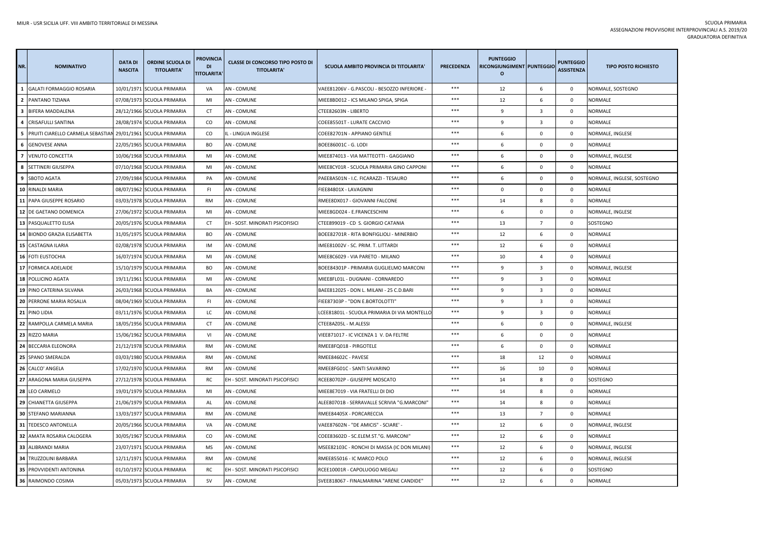MIUR - USR SICILIA UFF. VIII AMBITO TERRITORIALE DI MESSINA

SCUOLA PRIMARIA
ASSEGNAZIONI PROVVISORIE INTERPROVINCIALI A.S. 2019/20
GRADUATORIA DEFINITIVA

| NR. | NOMINATIVO | DATA DI NASCITA | ORDINE SCUOLA DI TITOLARITA' | PROVINCIA DI TITOLARITA' | CLASSE DI CONCORSO TIPO POSTO DI TITOLARITA' | SCUOLA AMBITO PROVINCIA DI TITOLARITA' | PRECEDENZA | PUNTEGGIO RICONGIUNGIMENTO | PUNTEGGIO | PUNTEGGIO ASSISTENZA | TIPO POSTO RICHIESTO |
|---|---|---|---|---|---|---|---|---|---|---|---|
| 1 | GALATI FORMAGGIO ROSARIA | 10/01/1971 | SCUOLA PRIMARIA | VA | AN - COMUNE | VAEE81206V - G.PASCOLI - BESOZZO INFERIORE - | *** | 12 | 6 | 0 | NORMALE, SOSTEGNO |
| 2 | PANTANO TIZIANA | 07/08/1973 | SCUOLA PRIMARIA | MI | AN - COMUNE | MIEE8BD012 - ICS MILANO SPIGA, SPIGA | *** | 12 | 6 | 0 | NORMALE |
| 3 | BIFERA MADDALENA | 28/12/1966 | SCUOLA PRIMARIA | CT | AN - COMUNE | CTEE82603N - LIBERTO | *** | 9 | 3 | 0 | NORMALE |
| 4 | CRISAFULLI SANTINA | 28/08/1974 | SCUOLA PRIMARIA | CO | AN - COMUNE | COEE85501T - LURATE CACCIVIO | *** | 9 | 3 | 0 | NORMALE |
| 5 | PRUITI CIARELLO CARMELA SEBASTIAN | 29/01/1961 | SCUOLA PRIMARIA | CO | IL - LINGUA INGLESE | COEE82701N - APPIANO GENTILE | *** | 6 | 0 | 0 | NORMALE, INGLESE |
| 6 | GENOVESE ANNA | 22/05/1965 | SCUOLA PRIMARIA | BO | AN - COMUNE | BOEE86001C - G. LODI | *** | 6 | 0 | 0 | NORMALE |
| 7 | VENUTO CONCETTA | 10/06/1968 | SCUOLA PRIMARIA | MI | AN - COMUNE | MIEE874013 - VIA MATTEOTTI - GAGGIANO | *** | 6 | 0 | 0 | NORMALE, INGLESE |
| 8 | SETTINERI GIUSEPPA | 07/10/1968 | SCUOLA PRIMARIA | MI | AN - COMUNE | MIEE8CY01R - SCUOLA PRIMARIA GINO CAPPONI | *** | 6 | 0 | 0 | NORMALE |
| 9 | SBOTO AGATA | 27/09/1984 | SCUOLA PRIMARIA | PA | AN - COMUNE | PAEE8A501N - I.C. FICARAZZI - TESAURO | *** | 6 | 0 | 0 | NORMALE, INGLESE, SOSTEGNO |
| 10 | RINALDI MARIA | 08/07/1962 | SCUOLA PRIMARIA | FI | AN - COMUNE | FIEE84801X - LAVAGNINI | *** | 0 | 0 | 0 | NORMALE |
| 11 | PAPA GIUSEPPE ROSARIO | 03/03/1978 | SCUOLA PRIMARIA | RM | AN - COMUNE | RMEE8DX017 - GIOVANNI FALCONE | *** | 14 | 8 | 0 | NORMALE |
| 12 | DE GAETANO DOMENICA | 27/06/1972 | SCUOLA PRIMARIA | MI | AN - COMUNE | MIEE8GD024 - E.FRANCESCHINI | *** | 6 | 0 | 0 | NORMALE, INGLESE |
| 13 | PASQUALETTO ELISA | 20/05/1976 | SCUOLA PRIMARIA | CT | EH - SOST. MINORATI PSICOFISICI | CTEE899019 - CD S. GIORGIO CATANIA | *** | 13 | 7 | 0 | SOSTEGNO |
| 14 | BIONDO GRAZIA ELISABETTA | 31/05/1975 | SCUOLA PRIMARIA | BO | AN - COMUNE | BOEE82701R - RITA BONFIGLIOLI - MINERBIO | *** | 12 | 6 | 0 | NORMALE |
| 15 | CASTAGNA ILARIA | 02/08/1978 | SCUOLA PRIMARIA | IM | AN - COMUNE | IMEE81002V - SC. PRIM. T. LITTARDI | *** | 12 | 6 | 0 | NORMALE |
| 16 | FOTI EUSTOCHIA | 16/07/1974 | SCUOLA PRIMARIA | MI | AN - COMUNE | MIEE8C6029 - VIA PARETO - MILANO | *** | 10 | 4 | 0 | NORMALE |
| 17 | FORMICA ADELAIDE | 15/10/1979 | SCUOLA PRIMARIA | BO | AN - COMUNE | BOEE84301P - PRIMARIA GUGLIELMO MARCONI | *** | 9 | 3 | 0 | NORMALE, INGLESE |
| 18 | POLLICINO AGATA | 19/11/1961 | SCUOLA PRIMARIA | MI | AN - COMUNE | MIEE8FL01L - DUGNANI - CORNAREDO | *** | 9 | 3 | 0 | NORMALE |
| 19 | PINO CATERINA SILVANA | 26/03/1968 | SCUOLA PRIMARIA | BA | AN - COMUNE | BAEE812025 - DON L. MILANI - 25 C.D.BARI | *** | 9 | 3 | 0 | NORMALE |
| 20 | PERRONE MARIA ROSALIA | 08/04/1969 | SCUOLA PRIMARIA | FI | AN - COMUNE | FIEE87303P - "DON E.BORTOLOTTI" | *** | 9 | 3 | 0 | NORMALE |
| 21 | PINO LIDIA | 03/11/1976 | SCUOLA PRIMARIA | LC | AN - COMUNE | LCEE81801L - SCUOLA PRIMARIA DI VIA MONTELLO | *** | 9 | 3 | 0 | NORMALE |
| 22 | RAMPOLLA CARMELA MARIA | 18/05/1956 | SCUOLA PRIMARIA | CT | AN - COMUNE | CTEE8AZ05L - M.ALESSI | *** | 6 | 0 | 0 | NORMALE, INGLESE |
| 23 | RIZZO MARIA | 15/06/1962 | SCUOLA PRIMARIA | VI | AN - COMUNE | VIEE871017 - IC VICENZA 1 V. DA FELTRE | *** | 6 | 0 | 0 | NORMALE |
| 24 | BECCARIA ELEONORA | 21/12/1978 | SCUOLA PRIMARIA | RM | AN - COMUNE | RMEE8FQ018 - PIRGOTELE | *** | 6 | 0 | 0 | NORMALE |
| 25 | SPANO SMERALDA | 03/03/1980 | SCUOLA PRIMARIA | RM | AN - COMUNE | RMEE84602C - PAVESE | *** | 18 | 12 | 0 | NORMALE |
| 26 | CALCO' ANGELA | 17/02/1970 | SCUOLA PRIMARIA | RM | AN - COMUNE | RMEE8FG01C - SANTI SAVARINO | *** | 16 | 10 | 0 | NORMALE |
| 27 | ARAGONA MARIA GIUSEPPA | 27/12/1978 | SCUOLA PRIMARIA | RC | EH - SOST. MINORATI PSICOFISICI | RCEE80702P - GIUSEPPE MOSCATO | *** | 14 | 8 | 0 | SOSTEGNO |
| 28 | LEO CARMELO | 19/01/1979 | SCUOLA PRIMARIA | MI | AN - COMUNE | MIEE8E7019 - VIA FRATELLI DI DIO | *** | 14 | 8 | 0 | NORMALE |
| 29 | CHIANETTA GIUSEPPA | 21/06/1979 | SCUOLA PRIMARIA | AL | AN - COMUNE | ALEE80701B - SERRAVALLE SCRIVIA "G.MARCONI" | *** | 14 | 8 | 0 | NORMALE |
| 30 | STEFANO MARIANNA | 13/03/1977 | SCUOLA PRIMARIA | RM | AN - COMUNE | RMEE84405X - PORCARECCIA | *** | 13 | 7 | 0 | NORMALE |
| 31 | TEDESCO ANTONELLA | 20/05/1966 | SCUOLA PRIMARIA | VA | AN - COMUNE | VAEE87602N - "DE AMICIS" - SCIARE' - | *** | 12 | 6 | 0 | NORMALE, INGLESE |
| 32 | AMATA ROSARIA CALOGERA | 30/05/1967 | SCUOLA PRIMARIA | CO | AN - COMUNE | COEE83602D - SC.ELEM.ST."G. MARCONI" | *** | 12 | 6 | 0 | NORMALE |
| 33 | ALIBRANDI MARIA | 23/07/1971 | SCUOLA PRIMARIA | MS | AN - COMUNE | MSEE82103C - RONCHI DI MASSA (IC DON MILANI) | *** | 12 | 6 | 0 | NORMALE, INGLESE |
| 34 | TRUZZOLINI BARBARA | 12/11/1971 | SCUOLA PRIMARIA | RM | AN - COMUNE | RMEE855016 - IC MARCO POLO | *** | 12 | 6 | 0 | NORMALE, INGLESE |
| 35 | PROVVIDENTI ANTONINA | 01/10/1972 | SCUOLA PRIMARIA | RC | EH - SOST. MINORATI PSICOFISICI | RCEE10001R - CAPOLUOGO MEGALI | *** | 12 | 6 | 0 | SOSTEGNO |
| 36 | RAIMONDO COSIMA | 05/03/1973 | SCUOLA PRIMARIA | SV | AN - COMUNE | SVEE818067 - FINALMARINA "ARENE CANDIDE" | *** | 12 | 6 | 0 | NORMALE |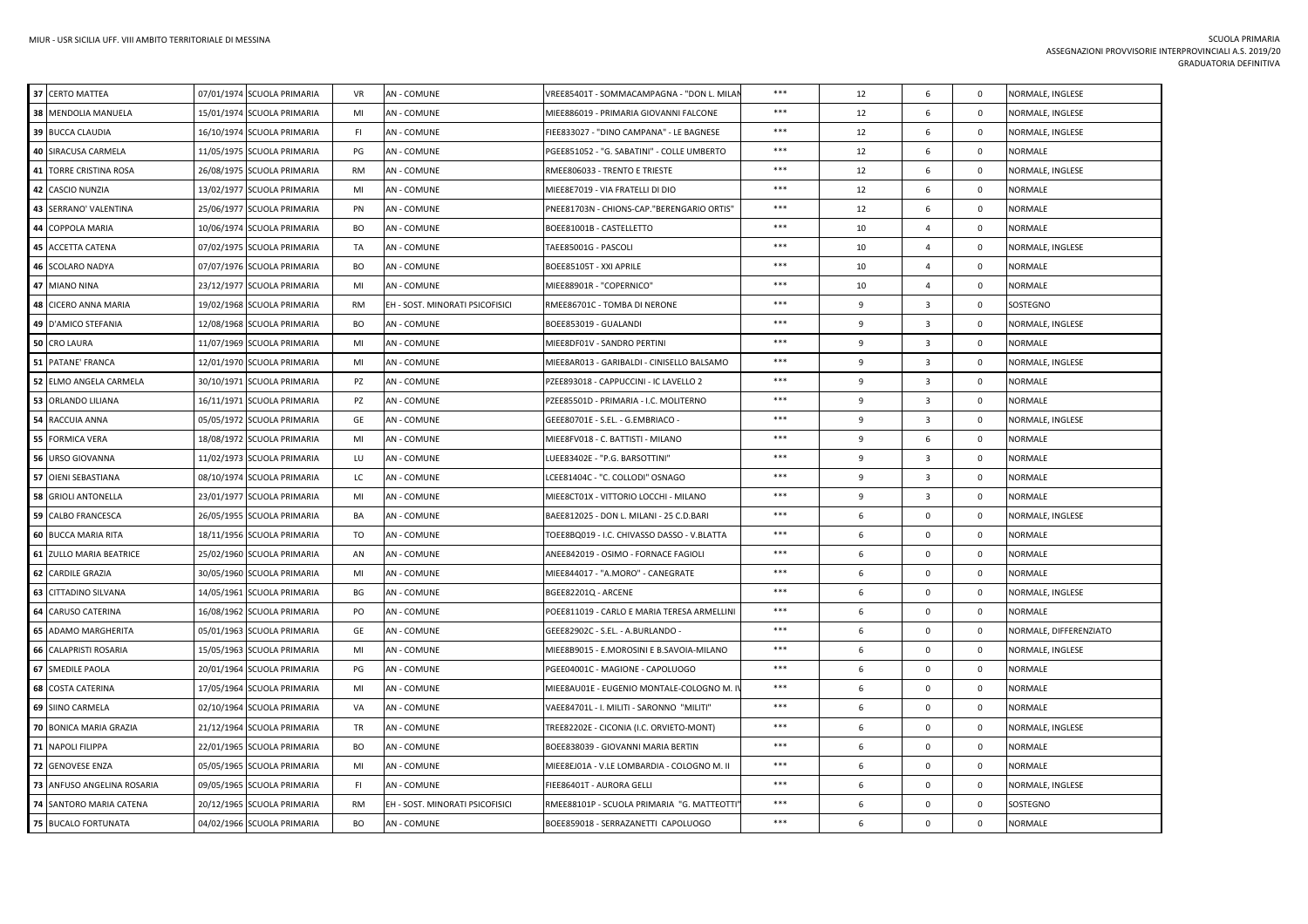| 37 | CERTO MATTEA | 07/01/1974 | SCUOLA PRIMARIA | VR | AN - COMUNE | VREE85401T - SOMMACAMPAGNA - "DON L. MILAN | *** | 12 | 6 | 0 | NORMALE, INGLESE |
|---|---|---|---|---|---|---|---|---|---|---|---|
| 38 | MENDOLIA MANUELA | 15/01/1974 | SCUOLA PRIMARIA | MI | AN - COMUNE | MIEE886019 - PRIMARIA GIOVANNI FALCONE | *** | 12 | 6 | 0 | NORMALE, INGLESE |
| 39 | BUCCA CLAUDIA | 16/10/1974 | SCUOLA PRIMARIA | FI | AN - COMUNE | FIEE833027 - "DINO CAMPANA" - LE BAGNESE | *** | 12 | 6 | 0 | NORMALE, INGLESE |
| 40 | SIRACUSA CARMELA | 11/05/1975 | SCUOLA PRIMARIA | PG | AN - COMUNE | PGEE851052 - "G. SABATINI" - COLLE UMBERTO | *** | 12 | 6 | 0 | NORMALE |
| 41 | TORRE CRISTINA ROSA | 26/08/1975 | SCUOLA PRIMARIA | RM | AN - COMUNE | RMEE806033 - TRENTO E TRIESTE | *** | 12 | 6 | 0 | NORMALE, INGLESE |
| 42 | CASCIO NUNZIA | 13/02/1977 | SCUOLA PRIMARIA | MI | AN - COMUNE | MIEE8E7019 - VIA FRATELLI DI DIO | *** | 12 | 6 | 0 | NORMALE |
| 43 | SERRANO' VALENTINA | 25/06/1977 | SCUOLA PRIMARIA | PN | AN - COMUNE | PNEE81703N - CHIONS-CAP."BERENGARIO ORTIS" | *** | 12 | 6 | 0 | NORMALE |
| 44 | COPPOLA MARIA | 10/06/1974 | SCUOLA PRIMARIA | BO | AN - COMUNE | BOEE81001B - CASTELLETTO | *** | 10 | 4 | 0 | NORMALE |
| 45 | ACCETTA CATENA | 07/02/1975 | SCUOLA PRIMARIA | TA | AN - COMUNE | TAEE85001G - PASCOLI | *** | 10 | 4 | 0 | NORMALE, INGLESE |
| 46 | SCOLARO NADYA | 07/07/1976 | SCUOLA PRIMARIA | BO | AN - COMUNE | BOEE85105T - XXI APRILE | *** | 10 | 4 | 0 | NORMALE |
| 47 | MIANO NINA | 23/12/1977 | SCUOLA PRIMARIA | MI | AN - COMUNE | MIEE88901R - "COPERNICO" | *** | 10 | 4 | 0 | NORMALE |
| 48 | CICERO ANNA MARIA | 19/02/1968 | SCUOLA PRIMARIA | RM | EH - SOST. MINORATI PSICOFISICI | RMEE86701C - TOMBA DI NERONE | *** | 9 | 3 | 0 | SOSTEGNO |
| 49 | D'AMICO STEFANIA | 12/08/1968 | SCUOLA PRIMARIA | BO | AN - COMUNE | BOEE853019 - GUALANDI | *** | 9 | 3 | 0 | NORMALE, INGLESE |
| 50 | CRO LAURA | 11/07/1969 | SCUOLA PRIMARIA | MI | AN - COMUNE | MIEE8DF01V - SANDRO PERTINI | *** | 9 | 3 | 0 | NORMALE |
| 51 | PATANE' FRANCA | 12/01/1970 | SCUOLA PRIMARIA | MI | AN - COMUNE | MIEE8AR013 - GARIBALDI - CINISELLO BALSAMO | *** | 9 | 3 | 0 | NORMALE, INGLESE |
| 52 | ELMO ANGELA CARMELA | 30/10/1971 | SCUOLA PRIMARIA | PZ | AN - COMUNE | PZEE893018 - CAPPUCCINI - IC LAVELLO 2 | *** | 9 | 3 | 0 | NORMALE |
| 53 | ORLANDO LILIANA | 16/11/1971 | SCUOLA PRIMARIA | PZ | AN - COMUNE | PZEE85501D - PRIMARIA - I.C. MOLITERNO | *** | 9 | 3 | 0 | NORMALE |
| 54 | RACCUIA ANNA | 05/05/1972 | SCUOLA PRIMARIA | GE | AN - COMUNE | GEEE80701E - S.EL. - G.EMBRIACO - | *** | 9 | 3 | 0 | NORMALE, INGLESE |
| 55 | FORMICA VERA | 18/08/1972 | SCUOLA PRIMARIA | MI | AN - COMUNE | MIEE8FV018 - C. BATTISTI - MILANO | *** | 9 | 6 | 0 | NORMALE |
| 56 | URSO GIOVANNA | 11/02/1973 | SCUOLA PRIMARIA | LU | AN - COMUNE | LUEE83402E - "P.G. BARSOTTINI" | *** | 9 | 3 | 0 | NORMALE |
| 57 | OIENI SEBASTIANA | 08/10/1974 | SCUOLA PRIMARIA | LC | AN - COMUNE | LCEE81404C - "C. COLLODI" OSNAGO | *** | 9 | 3 | 0 | NORMALE |
| 58 | GRIOLI ANTONELLA | 23/01/1977 | SCUOLA PRIMARIA | MI | AN - COMUNE | MIEE8CT01X - VITTORIO LOCCHI - MILANO | *** | 9 | 3 | 0 | NORMALE |
| 59 | CALBO FRANCESCA | 26/05/1955 | SCUOLA PRIMARIA | BA | AN - COMUNE | BAEE812025 - DON L. MILANI - 25 C.D.BARI | *** | 6 | 0 | 0 | NORMALE, INGLESE |
| 60 | BUCCA MARIA RITA | 18/11/1956 | SCUOLA PRIMARIA | TO | AN - COMUNE | TOEE8BQ019 - I.C. CHIVASSO DASSO - V.BLATTA | *** | 6 | 0 | 0 | NORMALE |
| 61 | ZULLO MARIA BEATRICE | 25/02/1960 | SCUOLA PRIMARIA | AN | AN - COMUNE | ANEE842019 - OSIMO - FORNACE FAGIOLI | *** | 6 | 0 | 0 | NORMALE |
| 62 | CARDILE GRAZIA | 30/05/1960 | SCUOLA PRIMARIA | MI | AN - COMUNE | MIEE844017 - "A.MORO" - CANEGRATE | *** | 6 | 0 | 0 | NORMALE |
| 63 | CITTADINO SILVANA | 14/05/1961 | SCUOLA PRIMARIA | BG | AN - COMUNE | BGEE82201Q - ARCENE | *** | 6 | 0 | 0 | NORMALE, INGLESE |
| 64 | CARUSO CATERINA | 16/08/1962 | SCUOLA PRIMARIA | PO | AN - COMUNE | POEE811019 - CARLO E MARIA TERESA ARMELLINI | *** | 6 | 0 | 0 | NORMALE |
| 65 | ADAMO MARGHERITA | 05/01/1963 | SCUOLA PRIMARIA | GE | AN - COMUNE | GEEE82902C - S.EL. - A.BURLANDO - | *** | 6 | 0 | 0 | NORMALE, DIFFERENZIATO |
| 66 | CALAPRISTI ROSARIA | 15/05/1963 | SCUOLA PRIMARIA | MI | AN - COMUNE | MIEE8B9015 - E.MOROSINI E B.SAVOIA-MILANO | *** | 6 | 0 | 0 | NORMALE, INGLESE |
| 67 | SMEDILE PAOLA | 20/01/1964 | SCUOLA PRIMARIA | PG | AN - COMUNE | PGEE04001C - MAGIONE - CAPOLUOGO | *** | 6 | 0 | 0 | NORMALE |
| 68 | COSTA CATERINA | 17/05/1964 | SCUOLA PRIMARIA | MI | AN - COMUNE | MIEE8AU01E - EUGENIO MONTALE-COLOGNO M. I\ | *** | 6 | 0 | 0 | NORMALE |
| 69 | SIINO CARMELA | 02/10/1964 | SCUOLA PRIMARIA | VA | AN - COMUNE | VAEE84701L - I. MILITI - SARONNO "MILITI" | *** | 6 | 0 | 0 | NORMALE |
| 70 | BONICA MARIA GRAZIA | 21/12/1964 | SCUOLA PRIMARIA | TR | AN - COMUNE | TREE82202E - CICONIA (I.C. ORVIETO-MONT) | *** | 6 | 0 | 0 | NORMALE, INGLESE |
| 71 | NAPOLI FILIPPA | 22/01/1965 | SCUOLA PRIMARIA | BO | AN - COMUNE | BOEE838039 - GIOVANNI MARIA BERTIN | *** | 6 | 0 | 0 | NORMALE |
| 72 | GENOVESE ENZA | 05/05/1965 | SCUOLA PRIMARIA | MI | AN - COMUNE | MIEE8EJ01A - V.LE LOMBARDIA - COLOGNO M. II | *** | 6 | 0 | 0 | NORMALE |
| 73 | ANFUSO ANGELINA ROSARIA | 09/05/1965 | SCUOLA PRIMARIA | FI | AN - COMUNE | FIEE86401T - AURORA GELLI | *** | 6 | 0 | 0 | NORMALE, INGLESE |
| 74 | SANTORO MARIA CATENA | 20/12/1965 | SCUOLA PRIMARIA | RM | EH - SOST. MINORATI PSICOFISICI | RMEE88101P - SCUOLA PRIMARIA "G. MATTEOTTI" | *** | 6 | 0 | 0 | SOSTEGNO |
| 75 | BUCALO FORTUNATA | 04/02/1966 | SCUOLA PRIMARIA | BO | AN - COMUNE | BOEE859018 - SERRAZANETTI CAPOLUOGO | *** | 6 | 0 | 0 | NORMALE |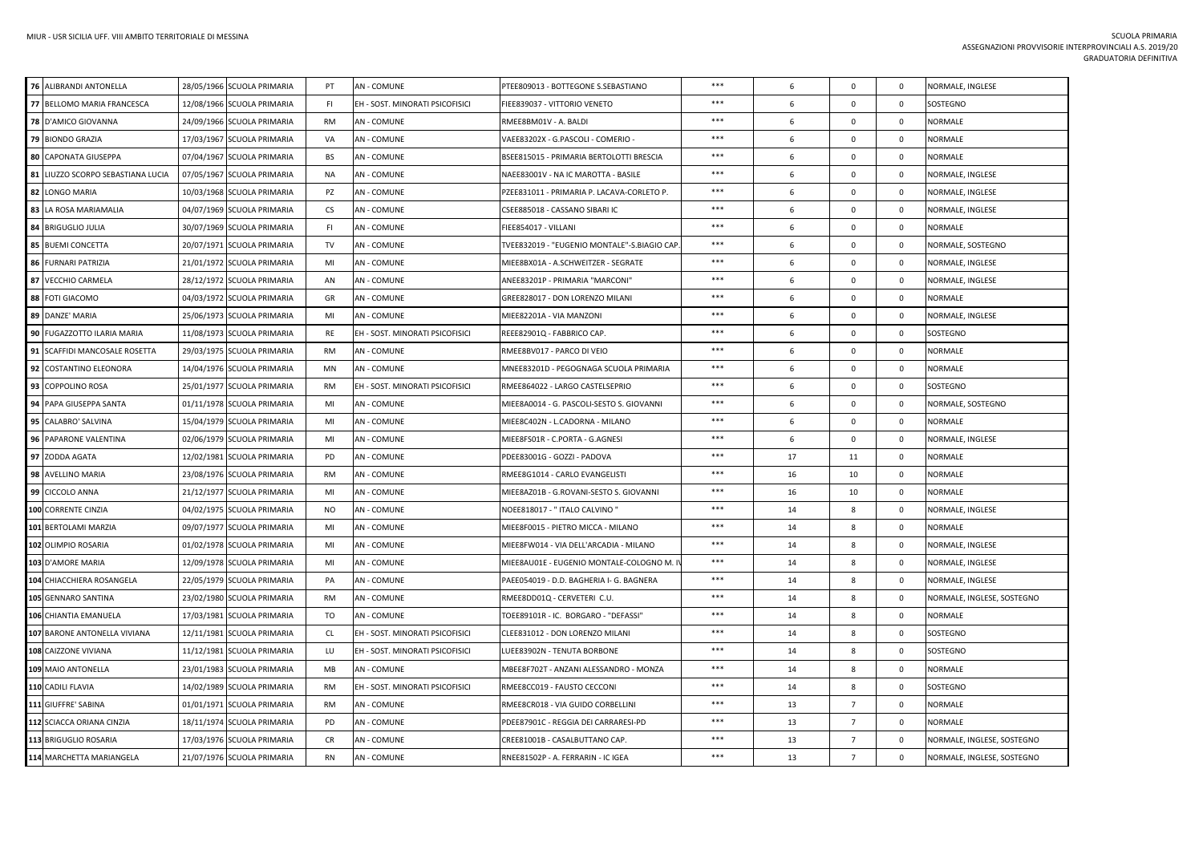| | | | | | | | | | | |
|---|---|---|---|---|---|---|---|---|---|---|
| 76 | ALIBRANDI ANTONELLA | 28/05/1966 SCUOLA PRIMARIA | PT | AN - COMUNE | PTEE809013 - BOTTEGONE S.SEBASTIANO | *** | 6 | 0 | 0 | NORMALE, INGLESE |
| 77 | BELLOMO MARIA FRANCESCA | 12/08/1966 SCUOLA PRIMARIA | FI | EH - SOST. MINORATI PSICOFISICI | FIEE839037 - VITTORIO VENETO | *** | 6 | 0 | 0 | SOSTEGNO |
| 78 | D'AMICO GIOVANNA | 24/09/1966 SCUOLA PRIMARIA | RM | AN - COMUNE | RMEE8BM01V - A. BALDI | *** | 6 | 0 | 0 | NORMALE |
| 79 | BIONDO GRAZIA | 17/03/1967 SCUOLA PRIMARIA | VA | AN - COMUNE | VAEE83202X - G.PASCOLI - COMERIO - | *** | 6 | 0 | 0 | NORMALE |
| 80 | CAPONATA GIUSEPPA | 07/04/1967 SCUOLA PRIMARIA | BS | AN - COMUNE | BSEE815015 - PRIMARIA BERTOLOTTI BRESCIA | *** | 6 | 0 | 0 | NORMALE |
| 81 | LIUZZO SCORPO SEBASTIANA LUCIA | 07/05/1967 SCUOLA PRIMARIA | NA | AN - COMUNE | NAEE83001V - NA IC MAROTTA - BASILE | *** | 6 | 0 | 0 | NORMALE, INGLESE |
| 82 | LONGO MARIA | 10/03/1968 SCUOLA PRIMARIA | PZ | AN - COMUNE | PZEE831011 - PRIMARIA P. LACAVA-CORLETO P. | *** | 6 | 0 | 0 | NORMALE, INGLESE |
| 83 | LA ROSA MARIAMALIA | 04/07/1969 SCUOLA PRIMARIA | CS | AN - COMUNE | CSEE885018 - CASSANO SIBARI IC | *** | 6 | 0 | 0 | NORMALE, INGLESE |
| 84 | BRIGUGLIO JULIA | 30/07/1969 SCUOLA PRIMARIA | FI | AN - COMUNE | FIEE854017 - VILLANI | *** | 6 | 0 | 0 | NORMALE |
| 85 | BUEMI CONCETTA | 20/07/1971 SCUOLA PRIMARIA | TV | AN - COMUNE | TVEE832019 - "EUGENIO MONTALE"-S.BIAGIO CAP. | *** | 6 | 0 | 0 | NORMALE, SOSTEGNO |
| 86 | FURNARI PATRIZIA | 21/01/1972 SCUOLA PRIMARIA | MI | AN - COMUNE | MIEE8BX01A - A.SCHWEITZER - SEGRATE | *** | 6 | 0 | 0 | NORMALE, INGLESE |
| 87 | VECCHIO CARMELA | 28/12/1972 SCUOLA PRIMARIA | AN | AN - COMUNE | ANEE83201P - PRIMARIA "MARCONI" | *** | 6 | 0 | 0 | NORMALE, INGLESE |
| 88 | FOTI GIACOMO | 04/03/1972 SCUOLA PRIMARIA | GR | AN - COMUNE | GREE828017 - DON LORENZO MILANI | *** | 6 | 0 | 0 | NORMALE |
| 89 | DANZE' MARIA | 25/06/1973 SCUOLA PRIMARIA | MI | AN - COMUNE | MIEE82201A - VIA MANZONI | *** | 6 | 0 | 0 | NORMALE, INGLESE |
| 90 | FUGAZZOTTO ILARIA MARIA | 11/08/1973 SCUOLA PRIMARIA | RE | EH - SOST. MINORATI PSICOFISICI | REEE82901Q - FABBRICO CAP. | *** | 6 | 0 | 0 | SOSTEGNO |
| 91 | SCAFFIDI MANCOSALE ROSETTA | 29/03/1975 SCUOLA PRIMARIA | RM | AN - COMUNE | RMEE8BV017 - PARCO DI VEIO | *** | 6 | 0 | 0 | NORMALE |
| 92 | COSTANTINO ELEONORA | 14/04/1976 SCUOLA PRIMARIA | MN | AN - COMUNE | MNEE83201D - PEGOGNAGA SCUOLA PRIMARIA | *** | 6 | 0 | 0 | NORMALE |
| 93 | COPPOLINO ROSA | 25/01/1977 SCUOLA PRIMARIA | RM | EH - SOST. MINORATI PSICOFISICI | RMEE864022 - LARGO CASTELSEPRIO | *** | 6 | 0 | 0 | SOSTEGNO |
| 94 | PAPA GIUSEPPA SANTA | 01/11/1978 SCUOLA PRIMARIA | MI | AN - COMUNE | MIEE8A0014 - G. PASCOLI-SESTO S. GIOVANNI | *** | 6 | 0 | 0 | NORMALE, SOSTEGNO |
| 95 | CALABRO' SALVINA | 15/04/1979 SCUOLA PRIMARIA | MI | AN - COMUNE | MIEE8C402N - L.CADORNA - MILANO | *** | 6 | 0 | 0 | NORMALE |
| 96 | PAPARONE VALENTINA | 02/06/1979 SCUOLA PRIMARIA | MI | AN - COMUNE | MIEE8FS01R - C.PORTA - G.AGNESI | *** | 6 | 0 | 0 | NORMALE, INGLESE |
| 97 | ZODDA AGATA | 12/02/1981 SCUOLA PRIMARIA | PD | AN - COMUNE | PDEE83001G - GOZZI - PADOVA | *** | 17 | 11 | 0 | NORMALE |
| 98 | AVELLINO MARIA | 23/08/1976 SCUOLA PRIMARIA | RM | AN - COMUNE | RMEE8G1014 - CARLO EVANGELISTI | *** | 16 | 10 | 0 | NORMALE |
| 99 | CICCOLO ANNA | 21/12/1977 SCUOLA PRIMARIA | MI | AN - COMUNE | MIEE8AZ01B - G.ROVANI-SESTO S. GIOVANNI | *** | 16 | 10 | 0 | NORMALE |
| 100 | CORRENTE CINZIA | 04/02/1975 SCUOLA PRIMARIA | NO | AN - COMUNE | NOEE818017 - " ITALO CALVINO " | *** | 14 | 8 | 0 | NORMALE, INGLESE |
| 101 | BERTOLAMI MARZIA | 09/07/1977 SCUOLA PRIMARIA | MI | AN - COMUNE | MIEE8F0015 - PIETRO MICCA - MILANO | *** | 14 | 8 | 0 | NORMALE |
| 102 | OLIMPIO ROSARIA | 01/02/1978 SCUOLA PRIMARIA | MI | AN - COMUNE | MIEE8FW014 - VIA DELL'ARCADIA - MILANO | *** | 14 | 8 | 0 | NORMALE, INGLESE |
| 103 | D'AMORE MARIA | 12/09/1978 SCUOLA PRIMARIA | MI | AN - COMUNE | MIEE8AU01E - EUGENIO MONTALE-COLOGNO M. I\ | *** | 14 | 8 | 0 | NORMALE, INGLESE |
| 104 | CHIACCHIERA ROSANGELA | 22/05/1979 SCUOLA PRIMARIA | PA | AN - COMUNE | PAEE054019 - D.D. BAGHERIA I- G. BAGNERA | *** | 14 | 8 | 0 | NORMALE, INGLESE |
| 105 | GENNARO SANTINA | 23/02/1980 SCUOLA PRIMARIA | RM | AN - COMUNE | RMEE8DD01Q - CERVETERI C.U. | *** | 14 | 8 | 0 | NORMALE, INGLESE, SOSTEGNO |
| 106 | CHIANTIA EMANUELA | 17/03/1981 SCUOLA PRIMARIA | TO | AN - COMUNE | TOEE89101R - IC. BORGARO - "DEFASSI" | *** | 14 | 8 | 0 | NORMALE |
| 107 | BARONE ANTONELLA VIVIANA | 12/11/1981 SCUOLA PRIMARIA | CL | EH - SOST. MINORATI PSICOFISICI | CLEE831012 - DON LORENZO MILANI | *** | 14 | 8 | 0 | SOSTEGNO |
| 108 | CAIZZONE VIVIANA | 11/12/1981 SCUOLA PRIMARIA | LU | EH - SOST. MINORATI PSICOFISICI | LUEE83902N - TENUTA BORBONE | *** | 14 | 8 | 0 | SOSTEGNO |
| 109 | MAIO ANTONELLA | 23/01/1983 SCUOLA PRIMARIA | MB | AN - COMUNE | MBEE8F702T - ANZANI ALESSANDRO - MONZA | *** | 14 | 8 | 0 | NORMALE |
| 110 | CADILI FLAVIA | 14/02/1989 SCUOLA PRIMARIA | RM | EH - SOST. MINORATI PSICOFISICI | RMEE8CC019 - FAUSTO CECCONI | *** | 14 | 8 | 0 | SOSTEGNO |
| 111 | GIUFFRE' SABINA | 01/01/1971 SCUOLA PRIMARIA | RM | AN - COMUNE | RMEE8CR018 - VIA GUIDO CORBELLINI | *** | 13 | 7 | 0 | NORMALE |
| 112 | SCIACCA ORIANA CINZIA | 18/11/1974 SCUOLA PRIMARIA | PD | AN - COMUNE | PDEE87901C - REGGIA DEI CARRARESI-PD | *** | 13 | 7 | 0 | NORMALE |
| 113 | BRIGUGLIO ROSARIA | 17/03/1976 SCUOLA PRIMARIA | CR | AN - COMUNE | CREE81001B - CASALBUTTANO CAP. | *** | 13 | 7 | 0 | NORMALE, INGLESE, SOSTEGNO |
| 114 | MARCHETTA MARIANGELA | 21/07/1976 SCUOLA PRIMARIA | RN | AN - COMUNE | RNEE81502P - A. FERRARIN - IC IGEA | *** | 13 | 7 | 0 | NORMALE, INGLESE, SOSTEGNO |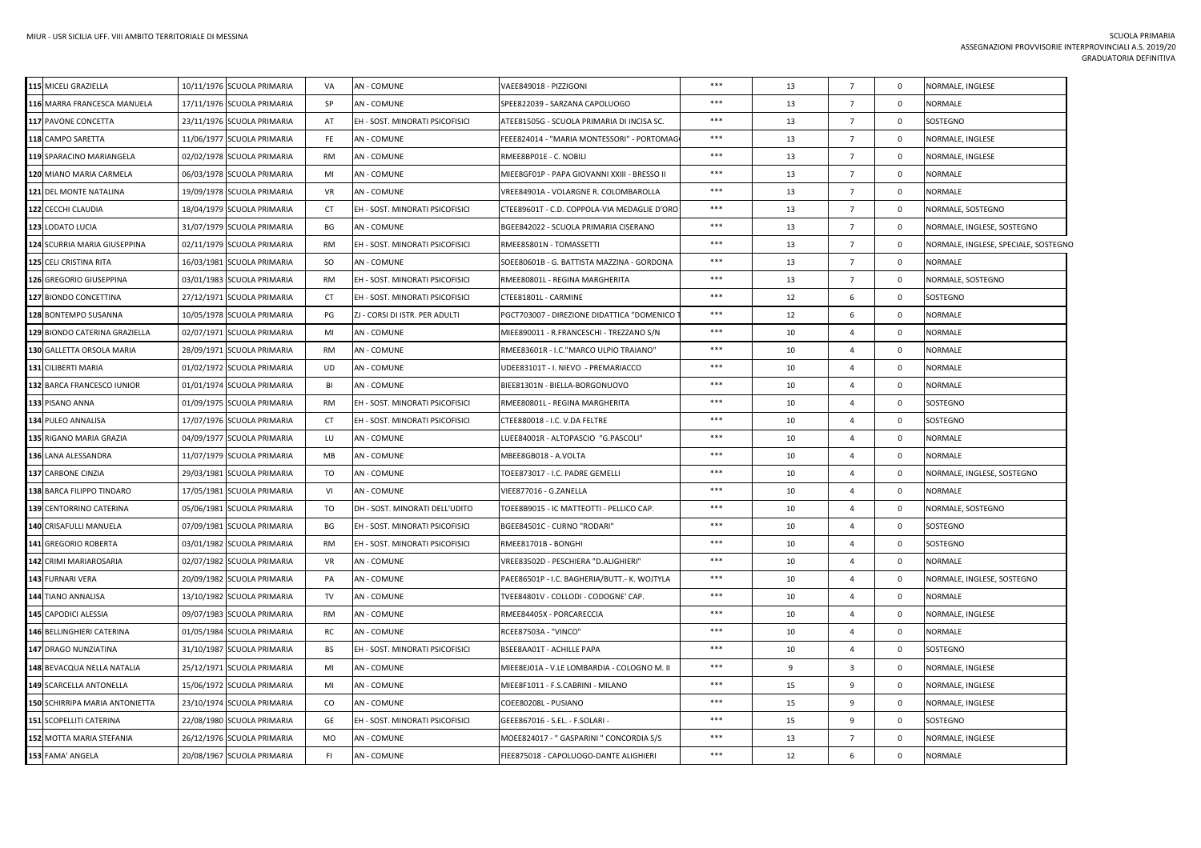| | | | | | | | | | | |
|---|---|---|---|---|---|---|---|---|---|---|
| 115 | MICELI GRAZIELLA | 10/11/1976 | SCUOLA PRIMARIA | VA | AN - COMUNE | VAEE849018 - PIZZIGONI | *** | 13 | 7 | 0 | NORMALE, INGLESE |
| 116 | MARRA FRANCESCA MANUELA | 17/11/1976 | SCUOLA PRIMARIA | SP | AN - COMUNE | SPEE822039 - SARZANA CAPOLUOGO | *** | 13 | 7 | 0 | NORMALE |
| 117 | PAVONE CONCETTA | 23/11/1976 | SCUOLA PRIMARIA | AT | EH - SOST. MINORATI PSICOFISICI | ATEE81505G - SCUOLA PRIMARIA DI INCISA SC. | *** | 13 | 7 | 0 | SOSTEGNO |
| 118 | CAMPO SARETTA | 11/06/1977 | SCUOLA PRIMARIA | FE | AN - COMUNE | FEEE824014 - "MARIA MONTESSORI" - PORTOMAG | *** | 13 | 7 | 0 | NORMALE, INGLESE |
| 119 | SPARACINO MARIANGELA | 02/02/1978 | SCUOLA PRIMARIA | RM | AN - COMUNE | RMEE8BP01E - C. NOBILI | *** | 13 | 7 | 0 | NORMALE, INGLESE |
| 120 | MIANO MARIA CARMELA | 06/03/1978 | SCUOLA PRIMARIA | MI | AN - COMUNE | MIEE8GF01P - PAPA GIOVANNI XXIII - BRESSO II | *** | 13 | 7 | 0 | NORMALE |
| 121 | DEL MONTE NATALINA | 19/09/1978 | SCUOLA PRIMARIA | VR | AN - COMUNE | VREE84901A - VOLARGNE R. COLOMBAROLLA | *** | 13 | 7 | 0 | NORMALE |
| 122 | CECCHI CLAUDIA | 18/04/1979 | SCUOLA PRIMARIA | CT | EH - SOST. MINORATI PSICOFISICI | CTEE89601T - C.D. COPPOLA-VIA MEDAGLIE D'ORO | *** | 13 | 7 | 0 | NORMALE, SOSTEGNO |
| 123 | LODATO LUCIA | 31/07/1979 | SCUOLA PRIMARIA | BG | AN - COMUNE | BGEE842022 - SCUOLA PRIMARIA CISERANO | *** | 13 | 7 | 0 | NORMALE, INGLESE, SOSTEGNO |
| 124 | SCURRIA MARIA GIUSEPPINA | 02/11/1979 | SCUOLA PRIMARIA | RM | EH - SOST. MINORATI PSICOFISICI | RMEE85801N - TOMASSETTI | *** | 13 | 7 | 0 | NORMALE, INGLESE, SPECIALE, SOSTEGNO |
| 125 | CELI CRISTINA RITA | 16/03/1981 | SCUOLA PRIMARIA | SO | AN - COMUNE | SOEE80601B - G. BATTISTA MAZZINA - GORDONA | *** | 13 | 7 | 0 | NORMALE |
| 126 | GREGORIO GIUSEPPINA | 03/01/1983 | SCUOLA PRIMARIA | RM | EH - SOST. MINORATI PSICOFISICI | RMEE80801L - REGINA MARGHERITA | *** | 13 | 7 | 0 | NORMALE, SOSTEGNO |
| 127 | BIONDO CONCETTINA | 27/12/1971 | SCUOLA PRIMARIA | CT | EH - SOST. MINORATI PSICOFISICI | CTEE81801L - CARMINE | *** | 12 | 6 | 0 | SOSTEGNO |
| 128 | BONTEMPO SUSANNA | 10/05/1978 | SCUOLA PRIMARIA | PG | ZJ - CORSI DI ISTR. PER ADULTI | PGCT703007 - DIREZIONE DIDATTICA "DOMENICO T | *** | 12 | 6 | 0 | NORMALE |
| 129 | BIONDO CATERINA GRAZIELLA | 02/07/1971 | SCUOLA PRIMARIA | MI | AN - COMUNE | MIEE890011 - R.FRANCESCHI - TREZZANO S/N | *** | 10 | 4 | 0 | NORMALE |
| 130 | GALLETTA ORSOLA MARIA | 28/09/1971 | SCUOLA PRIMARIA | RM | AN - COMUNE | RMEE83601R - I.C."MARCO ULPIO TRAIANO" | *** | 10 | 4 | 0 | NORMALE |
| 131 | CILIBERTI MARIA | 01/02/1972 | SCUOLA PRIMARIA | UD | AN - COMUNE | UDEE83101T - I. NIEVO - PREMARIACCO | *** | 10 | 4 | 0 | NORMALE |
| 132 | BARCA FRANCESCO IUNIOR | 01/01/1974 | SCUOLA PRIMARIA | BI | AN - COMUNE | BIEE81301N - BIELLA-BORGONUOVO | *** | 10 | 4 | 0 | NORMALE |
| 133 | PISANO ANNA | 01/09/1975 | SCUOLA PRIMARIA | RM | EH - SOST. MINORATI PSICOFISICI | RMEE80801L - REGINA MARGHERITA | *** | 10 | 4 | 0 | SOSTEGNO |
| 134 | PULEO ANNALISA | 17/07/1976 | SCUOLA PRIMARIA | CT | EH - SOST. MINORATI PSICOFISICI | CTEE880018 - I.C. V.DA FELTRE | *** | 10 | 4 | 0 | SOSTEGNO |
| 135 | RIGANO MARIA GRAZIA | 04/09/1977 | SCUOLA PRIMARIA | LU | AN - COMUNE | LUEE84001R - ALTOPASCIO "G.PASCOLI" | *** | 10 | 4 | 0 | NORMALE |
| 136 | LANA ALESSANDRA | 11/07/1979 | SCUOLA PRIMARIA | MB | AN - COMUNE | MBEE8GB018 - A.VOLTA | *** | 10 | 4 | 0 | NORMALE |
| 137 | CARBONE CINZIA | 29/03/1981 | SCUOLA PRIMARIA | TO | AN - COMUNE | TOEE873017 - I.C. PADRE GEMELLI | *** | 10 | 4 | 0 | NORMALE, INGLESE, SOSTEGNO |
| 138 | BARCA FILIPPO TINDARO | 17/05/1981 | SCUOLA PRIMARIA | VI | AN - COMUNE | VIEE877016 - G.ZANELLA | *** | 10 | 4 | 0 | NORMALE |
| 139 | CENTORRINO CATERINA | 05/06/1981 | SCUOLA PRIMARIA | TO | DH - SOST. MINORATI DELL'UDITO | TOEE8B9015 - IC MATTEOTTI - PELLICO CAP. | *** | 10 | 4 | 0 | NORMALE, SOSTEGNO |
| 140 | CRISAFULLI MANUELA | 07/09/1981 | SCUOLA PRIMARIA | BG | EH - SOST. MINORATI PSICOFISICI | BGEE84501C - CURNO "RODARI" | *** | 10 | 4 | 0 | SOSTEGNO |
| 141 | GREGORIO ROBERTA | 03/01/1982 | SCUOLA PRIMARIA | RM | EH - SOST. MINORATI PSICOFISICI | RMEE81701B - BONGHI | *** | 10 | 4 | 0 | SOSTEGNO |
| 142 | CRIMI MARIAROSARIA | 02/07/1982 | SCUOLA PRIMARIA | VR | AN - COMUNE | VREE83502D - PESCHIERA "D.ALIGHIERI" | *** | 10 | 4 | 0 | NORMALE |
| 143 | FURNARI VERA | 20/09/1982 | SCUOLA PRIMARIA | PA | AN - COMUNE | PAEE86501P - I.C. BAGHERIA/BUTT.- K. WOJTYLA | *** | 10 | 4 | 0 | NORMALE, INGLESE, SOSTEGNO |
| 144 | TIANO ANNALISA | 13/10/1982 | SCUOLA PRIMARIA | TV | AN - COMUNE | TVEE84801V - COLLODI - CODOGNE' CAP. | *** | 10 | 4 | 0 | NORMALE |
| 145 | CAPODICI ALESSIA | 09/07/1983 | SCUOLA PRIMARIA | RM | AN - COMUNE | RMEE84405X - PORCARECCIA | *** | 10 | 4 | 0 | NORMALE, INGLESE |
| 146 | BELLINGHIERI CATERINA | 01/05/1984 | SCUOLA PRIMARIA | RC | AN - COMUNE | RCEE87503A - "VINCO" | *** | 10 | 4 | 0 | NORMALE |
| 147 | DRAGO NUNZIATINA | 31/10/1987 | SCUOLA PRIMARIA | BS | EH - SOST. MINORATI PSICOFISICI | BSEE8AA01T - ACHILLE PAPA | *** | 10 | 4 | 0 | SOSTEGNO |
| 148 | BEVACQUA NELLA NATALIA | 25/12/1971 | SCUOLA PRIMARIA | MI | AN - COMUNE | MIEE8EJ01A - V.LE LOMBARDIA - COLOGNO M. II | *** | 9 | 3 | 0 | NORMALE, INGLESE |
| 149 | SCARCELLA ANTONELLA | 15/06/1972 | SCUOLA PRIMARIA | MI | AN - COMUNE | MIEE8F1011 - F.S.CABRINI - MILANO | *** | 15 | 9 | 0 | NORMALE, INGLESE |
| 150 | SCHIRRIPA MARIA ANTONIETTA | 23/10/1974 | SCUOLA PRIMARIA | CO | AN - COMUNE | COEE80208L - PUSIANO | *** | 15 | 9 | 0 | NORMALE, INGLESE |
| 151 | SCOPELLITI CATERINA | 22/08/1980 | SCUOLA PRIMARIA | GE | EH - SOST. MINORATI PSICOFISICI | GEEE867016 - S.EL. - F.SOLARI - | *** | 15 | 9 | 0 | SOSTEGNO |
| 152 | MOTTA MARIA STEFANIA | 26/12/1976 | SCUOLA PRIMARIA | MO | AN - COMUNE | MOEE824017 - " GASPARINI " CONCORDIA S/S | *** | 13 | 7 | 0 | NORMALE, INGLESE |
| 153 | FAMA' ANGELA | 20/08/1967 | SCUOLA PRIMARIA | FI | AN - COMUNE | FIEE875018 - CAPOLUOGO-DANTE ALIGHIERI | *** | 12 | 6 | 0 | NORMALE |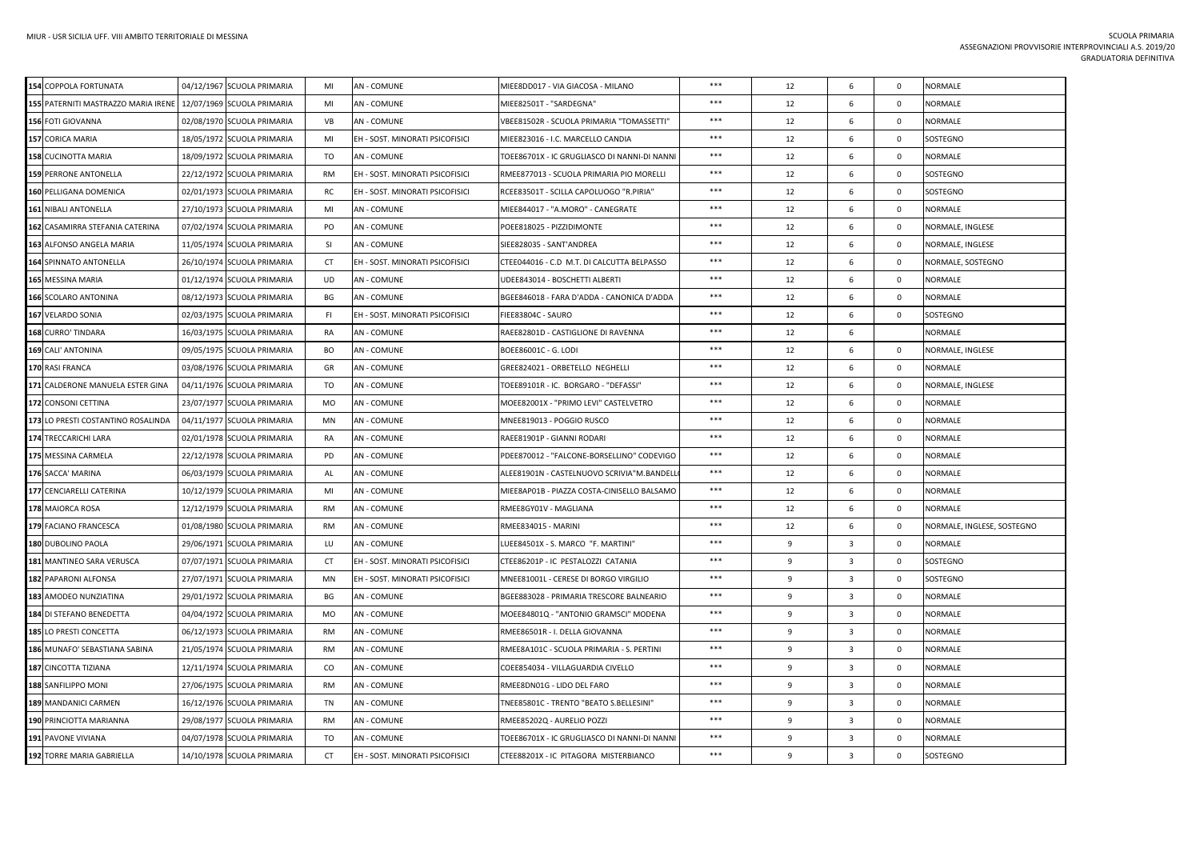| | | | | | | | | | | |
|---|---|---|---|---|---|---|---|---|---|---|
| 154 | COPPOLA FORTUNATA | 04/12/1967 | SCUOLA PRIMARIA | MI | AN - COMUNE | MIEE8DD017 - VIA GIACOSA - MILANO | *** | 12 | 6 | 0 | NORMALE |
| 155 | PATERNITI MASTRAZZO MARIA IRENE | 12/07/1969 | SCUOLA PRIMARIA | MI | AN - COMUNE | MIEE82501T - "SARDEGNA" | *** | 12 | 6 | 0 | NORMALE |
| 156 | FOTI GIOVANNA | 02/08/1970 | SCUOLA PRIMARIA | VB | AN - COMUNE | VBEE81502R - SCUOLA PRIMARIA "TOMASSETTI" | *** | 12 | 6 | 0 | NORMALE |
| 157 | CORICA MARIA | 18/05/1972 | SCUOLA PRIMARIA | MI | EH - SOST. MINORATI PSICOFISICI | MIEE823016 - I.C. MARCELLO CANDIA | *** | 12 | 6 | 0 | SOSTEGNO |
| 158 | CUCINOTTA MARIA | 18/09/1972 | SCUOLA PRIMARIA | TO | AN - COMUNE | TOEE86701X - IC GRUGLIASCO DI NANNI-DI NANNI | *** | 12 | 6 | 0 | NORMALE |
| 159 | PERRONE ANTONELLA | 22/12/1972 | SCUOLA PRIMARIA | RM | EH - SOST. MINORATI PSICOFISICI | RMEE877013 - SCUOLA PRIMARIA PIO MORELLI | *** | 12 | 6 | 0 | SOSTEGNO |
| 160 | PELLIGANA DOMENICA | 02/01/1973 | SCUOLA PRIMARIA | RC | EH - SOST. MINORATI PSICOFISICI | RCEE83501T - SCILLA CAPOLUOGO "R.PIRIA" | *** | 12 | 6 | 0 | SOSTEGNO |
| 161 | NIBALI ANTONELLA | 27/10/1973 | SCUOLA PRIMARIA | MI | AN - COMUNE | MIEE844017 - "A.MORO" - CANEGRATE | *** | 12 | 6 | 0 | NORMALE |
| 162 | CASAMIRRA STEFANIA CATERINA | 07/02/1974 | SCUOLA PRIMARIA | PO | AN - COMUNE | POEE818025 - PIZZIDIMONTE | *** | 12 | 6 | 0 | NORMALE, INGLESE |
| 163 | ALFONSO ANGELA MARIA | 11/05/1974 | SCUOLA PRIMARIA | SI | AN - COMUNE | SIEE828035 - SANT'ANDREA | *** | 12 | 6 | 0 | NORMALE, INGLESE |
| 164 | SPINNATO ANTONELLA | 26/10/1974 | SCUOLA PRIMARIA | CT | EH - SOST. MINORATI PSICOFISICI | CTEE044016 - C.D M.T. DI CALCUTTA BELPASSO | *** | 12 | 6 | 0 | NORMALE, SOSTEGNO |
| 165 | MESSINA MARIA | 01/12/1974 | SCUOLA PRIMARIA | UD | AN - COMUNE | UDEE843014 - BOSCHETTI ALBERTI | *** | 12 | 6 | 0 | NORMALE |
| 166 | SCOLARO ANTONINA | 08/12/1973 | SCUOLA PRIMARIA | BG | AN - COMUNE | BGEE846018 - FARA D'ADDA - CANONICA D'ADDA | *** | 12 | 6 | 0 | NORMALE |
| 167 | VELARDO SONIA | 02/03/1975 | SCUOLA PRIMARIA | FI | EH - SOST. MINORATI PSICOFISICI | FIEE83804C - SAURO | *** | 12 | 6 | 0 | SOSTEGNO |
| 168 | CURRO' TINDARA | 16/03/1975 | SCUOLA PRIMARIA | RA | AN - COMUNE | RAEE82801D - CASTIGLIONE DI RAVENNA | *** | 12 | 6 | | NORMALE |
| 169 | CALI' ANTONINA | 09/05/1975 | SCUOLA PRIMARIA | BO | AN - COMUNE | BOEE86001C - G. LODI | *** | 12 | 6 | 0 | NORMALE, INGLESE |
| 170 | RASI FRANCA | 03/08/1976 | SCUOLA PRIMARIA | GR | AN - COMUNE | GREE824021 - ORBETELLO NEGHELLI | *** | 12 | 6 | 0 | NORMALE |
| 171 | CALDERONE MANUELA ESTER GINA | 04/11/1976 | SCUOLA PRIMARIA | TO | AN - COMUNE | TOEE89101R - IC. BORGARO - "DEFASSI" | *** | 12 | 6 | 0 | NORMALE, INGLESE |
| 172 | CONSONI CETTINA | 23/07/1977 | SCUOLA PRIMARIA | MO | AN - COMUNE | MOEE82001X - "PRIMO LEVI" CASTELVETRO | *** | 12 | 6 | 0 | NORMALE |
| 173 | LO PRESTI COSTANTINO ROSALINDA | 04/11/1977 | SCUOLA PRIMARIA | MN | AN - COMUNE | MNEE819013 - POGGIO RUSCO | *** | 12 | 6 | 0 | NORMALE |
| 174 | TRECCARICHI LARA | 02/01/1978 | SCUOLA PRIMARIA | RA | AN - COMUNE | RAEE81901P - GIANNI RODARI | *** | 12 | 6 | 0 | NORMALE |
| 175 | MESSINA CARMELA | 22/12/1978 | SCUOLA PRIMARIA | PD | AN - COMUNE | PDEE870012 - "FALCONE-BORSELLINO" CODEVIGO | *** | 12 | 6 | 0 | NORMALE |
| 176 | SACCA' MARINA | 06/03/1979 | SCUOLA PRIMARIA | AL | AN - COMUNE | ALEE81901N - CASTELNUOVO SCRIVIA"M.BANDELL | *** | 12 | 6 | 0 | NORMALE |
| 177 | CENCIARELLI CATERINA | 10/12/1979 | SCUOLA PRIMARIA | MI | AN - COMUNE | MIEE8AP01B - PIAZZA COSTA-CINISELLO BALSAMO | *** | 12 | 6 | 0 | NORMALE |
| 178 | MAIORCA ROSA | 12/12/1979 | SCUOLA PRIMARIA | RM | AN - COMUNE | RMEE8GY01V - MAGLIANA | *** | 12 | 6 | 0 | NORMALE |
| 179 | FACIANO FRANCESCA | 01/08/1980 | SCUOLA PRIMARIA | RM | AN - COMUNE | RMEE834015 - MARINI | *** | 12 | 6 | 0 | NORMALE, INGLESE, SOSTEGNO |
| 180 | DUBOLINO PAOLA | 29/06/1971 | SCUOLA PRIMARIA | LU | AN - COMUNE | LUEE84501X - S. MARCO "F. MARTINI" | *** | 9 | 3 | 0 | NORMALE |
| 181 | MANTINEO SARA VERUSCA | 07/07/1971 | SCUOLA PRIMARIA | CT | EH - SOST. MINORATI PSICOFISICI | CTEE86201P - IC PESTALOZZI CATANIA | *** | 9 | 3 | 0 | SOSTEGNO |
| 182 | PAPARONI ALFONSA | 27/07/1971 | SCUOLA PRIMARIA | MN | EH - SOST. MINORATI PSICOFISICI | MNEE81001L - CERESE DI BORGO VIRGILIO | *** | 9 | 3 | 0 | SOSTEGNO |
| 183 | AMODEO NUNZIATINA | 29/01/1972 | SCUOLA PRIMARIA | BG | AN - COMUNE | BGEE883028 - PRIMARIA TRESCORE BALNEARIO | *** | 9 | 3 | 0 | NORMALE |
| 184 | DI STEFANO BENEDETTA | 04/04/1972 | SCUOLA PRIMARIA | MO | AN - COMUNE | MOEE84801Q - "ANTONIO GRAMSCI" MODENA | *** | 9 | 3 | 0 | NORMALE |
| 185 | LO PRESTI CONCETTA | 06/12/1973 | SCUOLA PRIMARIA | RM | AN - COMUNE | RMEE86501R - I. DELLA GIOVANNA | *** | 9 | 3 | 0 | NORMALE |
| 186 | MUNAFO' SEBASTIANA SABINA | 21/05/1974 | SCUOLA PRIMARIA | RM | AN - COMUNE | RMEE8A101C - SCUOLA PRIMARIA - S. PERTINI | *** | 9 | 3 | 0 | NORMALE |
| 187 | CINCOTTA TIZIANA | 12/11/1974 | SCUOLA PRIMARIA | CO | AN - COMUNE | COEE854034 - VILLAGUARDIA CIVELLO | *** | 9 | 3 | 0 | NORMALE |
| 188 | SANFILIPPO MONI | 27/06/1975 | SCUOLA PRIMARIA | RM | AN - COMUNE | RMEE8DN01G - LIDO DEL FARO | *** | 9 | 3 | 0 | NORMALE |
| 189 | MANDANICI CARMEN | 16/12/1976 | SCUOLA PRIMARIA | TN | AN - COMUNE | TNEE85801C - TRENTO "BEATO S.BELLESINI" | *** | 9 | 3 | 0 | NORMALE |
| 190 | PRINCIOTTA MARIANNA | 29/08/1977 | SCUOLA PRIMARIA | RM | AN - COMUNE | RMEE85202Q - AURELIO POZZI | *** | 9 | 3 | 0 | NORMALE |
| 191 | PAVONE VIVIANA | 04/07/1978 | SCUOLA PRIMARIA | TO | AN - COMUNE | TOEE86701X - IC GRUGLIASCO DI NANNI-DI NANNI | *** | 9 | 3 | 0 | NORMALE |
| 192 | TORRE MARIA GABRIELLA | 14/10/1978 | SCUOLA PRIMARIA | CT | EH - SOST. MINORATI PSICOFISICI | CTEE88201X - IC PITAGORA MISTERBIANCO | *** | 9 | 3 | 0 | SOSTEGNO |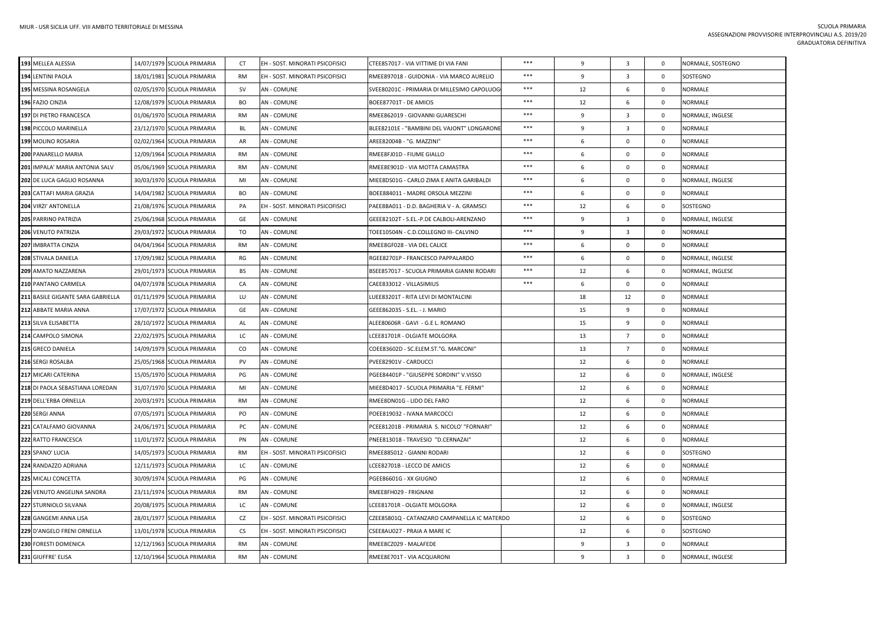| | | | | | | | | | | |
|---|---|---|---|---|---|---|---|---|---|---|
| 193 | MELLEA ALESSIA | 14/07/1979 | SCUOLA PRIMARIA | CT | EH - SOST. MINORATI PSICOFISICI | CTEE857017 - VIA VITTIME DI VIA FANI | *** | 9 | 3 | 0 | NORMALE, SOSTEGNO |
| 194 | LENTINI PAOLA | 18/01/1981 | SCUOLA PRIMARIA | RM | EH - SOST. MINORATI PSICOFISICI | RMEE897018 - GUIDONIA - VIA MARCO AURELIO | *** | 9 | 3 | 0 | SOSTEGNO |
| 195 | MESSINA ROSANGELA | 02/05/1970 | SCUOLA PRIMARIA | SV | AN - COMUNE | SVEE80201C - PRIMARIA DI MILLESIMO CAPOLUOG | *** | 12 | 6 | 0 | NORMALE |
| 196 | FAZIO CINZIA | 12/08/1979 | SCUOLA PRIMARIA | BO | AN - COMUNE | BOEE87701T - DE AMICIS | *** | 12 | 6 | 0 | NORMALE |
| 197 | DI PIETRO FRANCESCA | 01/06/1970 | SCUOLA PRIMARIA | RM | AN - COMUNE | RMEE862019 - GIOVANNI GUARESCHI | *** | 9 | 3 | 0 | NORMALE, INGLESE |
| 198 | PICCOLO MARINELLA | 23/12/1970 | SCUOLA PRIMARIA | BL | AN - COMUNE | BLEE82101E - "BAMBINI DEL VAJONT" LONGARONE | *** | 9 | 3 | 0 | NORMALE |
| 199 | MOLINO ROSARIA | 02/02/1964 | SCUOLA PRIMARIA | AR | AN - COMUNE | AREE82004B - "G. MAZZINI" | *** | 6 | 0 | 0 | NORMALE |
| 200 | PANARELLO MARIA | 12/09/1964 | SCUOLA PRIMARIA | RM | AN - COMUNE | RMEE8FJ01D - FIUME GIALLO | *** | 6 | 0 | 0 | NORMALE |
| 201 | IMPALA' MARIA ANTONIA SALV | 05/06/1969 | SCUOLA PRIMARIA | RM | AN - COMUNE | RMEE8E901D - VIA MOTTA CAMASTRA | *** | 6 | 0 | 0 | NORMALE |
| 202 | DE LUCA GAGLIO ROSANNA | 30/03/1970 | SCUOLA PRIMARIA | MI | AN - COMUNE | MIEE8DS01G - CARLO ZIMA E ANITA GARIBALDI | *** | 6 | 0 | 0 | NORMALE, INGLESE |
| 203 | CATTAFI MARIA GRAZIA | 14/04/1982 | SCUOLA PRIMARIA | BO | AN - COMUNE | BOEE884011 - MADRE ORSOLA MEZZINI | *** | 6 | 0 | 0 | NORMALE |
| 204 | VIRZI' ANTONELLA | 21/08/1976 | SCUOLA PRIMARIA | PA | EH - SOST. MINORATI PSICOFISICI | PAEE8BA011 - D.D. BAGHERIA V - A. GRAMSCI | *** | 12 | 6 | 0 | SOSTEGNO |
| 205 | PARRINO PATRIZIA | 25/06/1968 | SCUOLA PRIMARIA | GE | AN - COMUNE | GEEE82102T - S.EL.-P.DE CALBOLI-ARENZANO | *** | 9 | 3 | 0 | NORMALE, INGLESE |
| 206 | VENUTO PATRIZIA | 29/03/1972 | SCUOLA PRIMARIA | TO | AN - COMUNE | TOEE10504N - C.D.COLLEGNO III- CALVINO | *** | 9 | 3 | 0 | NORMALE |
| 207 | IMBRATTA CINZIA | 04/04/1964 | SCUOLA PRIMARIA | RM | AN - COMUNE | RMEE8GF028 - VIA DEL CALICE | *** | 6 | 0 | 0 | NORMALE |
| 208 | STIVALA DANIELA | 17/09/1982 | SCUOLA PRIMARIA | RG | AN - COMUNE | RGEE82701P - FRANCESCO PAPPALARDO | *** | 6 | 0 | 0 | NORMALE, INGLESE |
| 209 | AMATO NAZZARENA | 29/01/1973 | SCUOLA PRIMARIA | BS | AN - COMUNE | BSEE857017 - SCUOLA PRIMARIA GIANNI RODARI | *** | 12 | 6 | 0 | NORMALE, INGLESE |
| 210 | PANTANO CARMELA | 04/07/1978 | SCUOLA PRIMARIA | CA | AN - COMUNE | CAEE833012 - VILLASIMIUS | *** | 6 | 0 | 0 | NORMALE |
| 211 | BASILE GIGANTE SARA GABRIELLA | 01/11/1979 | SCUOLA PRIMARIA | LU | AN - COMUNE | LUEE83201T - RITA LEVI DI MONTALCINI | | 18 | 12 | 0 | NORMALE |
| 212 | ABBATE MARIA ANNA | 17/07/1972 | SCUOLA PRIMARIA | GE | AN - COMUNE | GEEE862035 - S.EL. - J. MARIO | | 15 | 9 | 0 | NORMALE |
| 213 | SILVA ELISABETTA | 28/10/1972 | SCUOLA PRIMARIA | AL | AN - COMUNE | ALEE80606R - GAVI - G.E L. ROMANO | | 15 | 9 | 0 | NORMALE |
| 214 | CAMPOLO SIMONA | 22/02/1975 | SCUOLA PRIMARIA | LC | AN - COMUNE | LCEE81701R - OLGIATE MOLGORA | | 13 | 7 | 0 | NORMALE |
| 215 | GRECO DANIELA | 14/09/1979 | SCUOLA PRIMARIA | CO | AN - COMUNE | COEE83602D - SC.ELEM.ST."G. MARCONI" | | 13 | 7 | 0 | NORMALE |
| 216 | SERGI ROSALBA | 25/05/1968 | SCUOLA PRIMARIA | PV | AN - COMUNE | PVEE82901V - CARDUCCI | | 12 | 6 | 0 | NORMALE |
| 217 | MICARI CATERINA | 15/05/1970 | SCUOLA PRIMARIA | PG | AN - COMUNE | PGEE84401P - "GIUSEPPE SORDINI" V.VISSO | | 12 | 6 | 0 | NORMALE, INGLESE |
| 218 | DI PAOLA SEBASTIANA LOREDAN | 31/07/1970 | SCUOLA PRIMARIA | MI | AN - COMUNE | MIEE8D4017 - SCUOLA PRIMARIA "E. FERMI" | | 12 | 6 | 0 | NORMALE |
| 219 | DELL'ERBA ORNELLA | 20/03/1971 | SCUOLA PRIMARIA | RM | AN - COMUNE | RMEE8DN01G - LIDO DEL FARO | | 12 | 6 | 0 | NORMALE |
| 220 | SERGI ANNA | 07/05/1971 | SCUOLA PRIMARIA | PO | AN - COMUNE | POEE819032 - IVANA MARCOCCI | | 12 | 6 | 0 | NORMALE |
| 221 | CATALFAMO GIOVANNA | 24/06/1971 | SCUOLA PRIMARIA | PC | AN - COMUNE | PCEE81201B - PRIMARIA S. NICOLO' "FORNARI" | | 12 | 6 | 0 | NORMALE |
| 222 | RATTO FRANCESCA | 11/01/1972 | SCUOLA PRIMARIA | PN | AN - COMUNE | PNEE813018 - TRAVESIO "D.CERNAZAI" | | 12 | 6 | 0 | NORMALE |
| 223 | SPANO' LUCIA | 14/05/1973 | SCUOLA PRIMARIA | RM | EH - SOST. MINORATI PSICOFISICI | RMEE885012 - GIANNI RODARI | | 12 | 6 | 0 | SOSTEGNO |
| 224 | RANDAZZO ADRIANA | 12/11/1973 | SCUOLA PRIMARIA | LC | AN - COMUNE | LCEE82701B - LECCO DE AMICIS | | 12 | 6 | 0 | NORMALE |
| 225 | MICALI CONCETTA | 30/09/1974 | SCUOLA PRIMARIA | PG | AN - COMUNE | PGEE86601G - XX GIUGNO | | 12 | 6 | 0 | NORMALE |
| 226 | VENUTO ANGELINA SANDRA | 23/11/1974 | SCUOLA PRIMARIA | RM | AN - COMUNE | RMEE8FH029 - FRIGNANI | | 12 | 6 | 0 | NORMALE |
| 227 | STURNIOLO SILVANA | 20/08/1975 | SCUOLA PRIMARIA | LC | AN - COMUNE | LCEE81701R - OLGIATE MOLGORA | | 12 | 6 | 0 | NORMALE, INGLESE |
| 228 | GANGEMI ANNA LISA | 28/01/1977 | SCUOLA PRIMARIA | CZ | EH - SOST. MINORATI PSICOFISICI | CZEE85801Q - CATANZARO CAMPANELLA IC MATERDO | | 12 | 6 | 0 | SOSTEGNO |
| 229 | D'ANGELO FRENI ORNELLA | 13/01/1978 | SCUOLA PRIMARIA | CS | EH - SOST. MINORATI PSICOFISICI | CSEE8AU027 - PRAIA A MARE IC | | 12 | 6 | 0 | SOSTEGNO |
| 230 | FORESTI DOMENICA | 12/12/1963 | SCUOLA PRIMARIA | RM | AN - COMUNE | RMEE8CZ029 - MALAFEDE | | 9 | 3 | 0 | NORMALE |
| 231 | GIUFFRE' ELISA | 12/10/1964 | SCUOLA PRIMARIA | RM | AN - COMUNE | RMEE8E701T - VIA ACQUARONI | | 9 | 3 | 0 | NORMALE, INGLESE |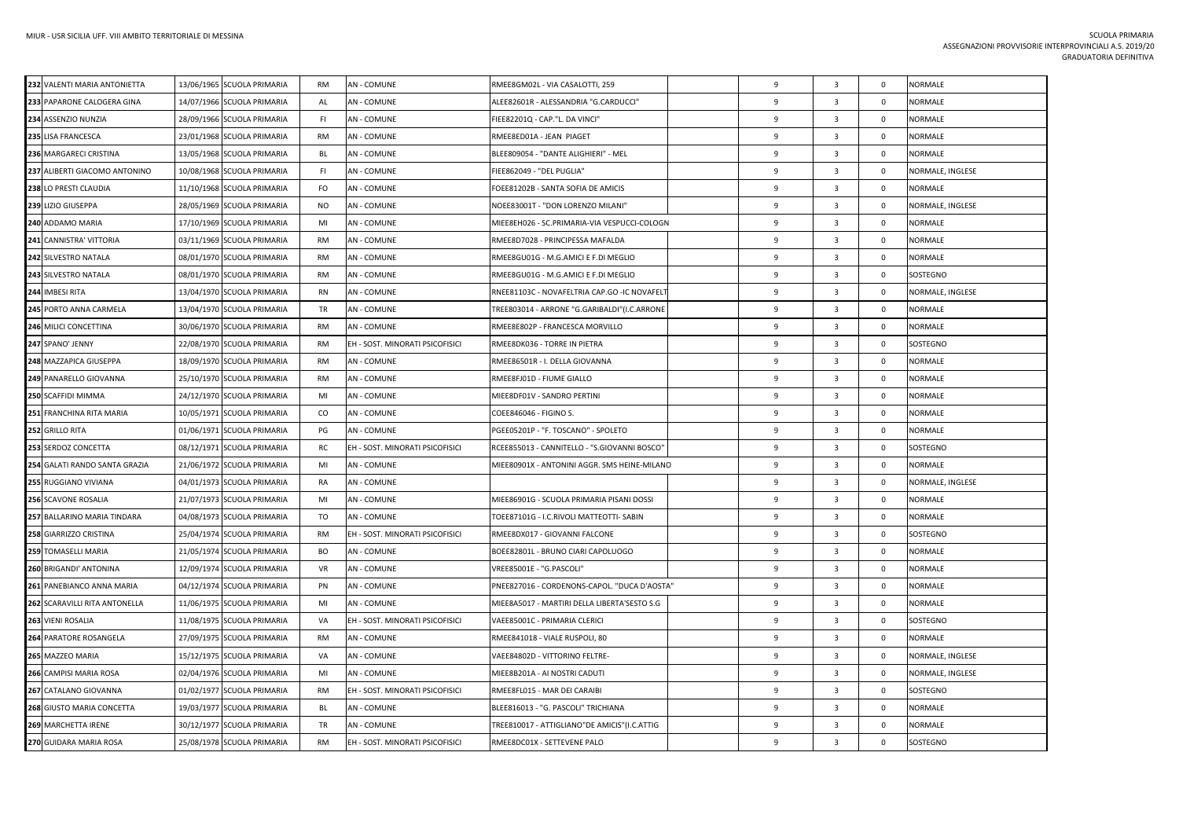| | | | | | | | | | | |
|---|---|---|---|---|---|---|---|---|---|---|
| 232 | VALENTI MARIA ANTONIETTA | 13/06/1965 | SCUOLA PRIMARIA | RM | AN - COMUNE | RMEE8GM02L - VIA CASALOTTI, 259 | 9 | 3 | 0 | NORMALE |
| 233 | PAPARONE CALOGERA GINA | 14/07/1966 | SCUOLA PRIMARIA | AL | AN - COMUNE | ALEE82601R - ALESSANDRIA "G.CARDUCCI" | 9 | 3 | 0 | NORMALE |
| 234 | ASSENZIO NUNZIA | 28/09/1966 | SCUOLA PRIMARIA | FI | AN - COMUNE | FIEE82201Q - CAP."L. DA VINCI" | 9 | 3 | 0 | NORMALE |
| 235 | LISA FRANCESCA | 23/01/1968 | SCUOLA PRIMARIA | RM | AN - COMUNE | RMEE8ED01A - JEAN PIAGET | 9 | 3 | 0 | NORMALE |
| 236 | MARGARECI CRISTINA | 13/05/1968 | SCUOLA PRIMARIA | BL | AN - COMUNE | BLEE809054 - "DANTE ALIGHIERI" - MEL | 9 | 3 | 0 | NORMALE |
| 237 | ALIBERTI GIACOMO ANTONINO | 10/08/1968 | SCUOLA PRIMARIA | FI | AN - COMUNE | FIEE862049 - "DEL PUGLIA" | 9 | 3 | 0 | NORMALE, INGLESE |
| 238 | LO PRESTI CLAUDIA | 11/10/1968 | SCUOLA PRIMARIA | FO | AN - COMUNE | FOEE81202B - SANTA SOFIA DE AMICIS | 9 | 3 | 0 | NORMALE |
| 239 | LIZIO GIUSEPPA | 28/05/1969 | SCUOLA PRIMARIA | NO | AN - COMUNE | NOEE83001T - "DON LORENZO MILANI" | 9 | 3 | 0 | NORMALE, INGLESE |
| 240 | ADDAMO MARIA | 17/10/1969 | SCUOLA PRIMARIA | MI | AN - COMUNE | MIEE8EH026 - SC.PRIMARIA-VIA VESPUCCI-COLOGN | 9 | 3 | 0 | NORMALE |
| 241 | CANNISTRA' VITTORIA | 03/11/1969 | SCUOLA PRIMARIA | RM | AN - COMUNE | RMEE8D7028 - PRINCIPESSA MAFALDA | 9 | 3 | 0 | NORMALE |
| 242 | SILVESTRO NATALA | 08/01/1970 | SCUOLA PRIMARIA | RM | AN - COMUNE | RMEE8GU01G - M.G.AMICI E F.DI MEGLIO | 9 | 3 | 0 | NORMALE |
| 243 | SILVESTRO NATALA | 08/01/1970 | SCUOLA PRIMARIA | RM | AN - COMUNE | RMEE8GU01G - M.G.AMICI E F.DI MEGLIO | 9 | 3 | 0 | SOSTEGNO |
| 244 | IMBESI RITA | 13/04/1970 | SCUOLA PRIMARIA | RN | AN - COMUNE | RNEE81103C - NOVAFELTRIA CAP.GO -IC NOVAFELT | 9 | 3 | 0 | NORMALE, INGLESE |
| 245 | PORTO ANNA CARMELA | 13/04/1970 | SCUOLA PRIMARIA | TR | AN - COMUNE | TREE803014 - ARRONE "G.GARIBALDI"(I.C.ARRONE | 9 | 3 | 0 | NORMALE |
| 246 | MILICI CONCETTINA | 30/06/1970 | SCUOLA PRIMARIA | RM | AN - COMUNE | RMEE8E802P - FRANCESCA MORVILLO | 9 | 3 | 0 | NORMALE |
| 247 | SPANO' JENNY | 22/08/1970 | SCUOLA PRIMARIA | RM | EH - SOST. MINORATI PSICOFISICI | RMEE8DK036 - TORRE IN PIETRA | 9 | 3 | 0 | SOSTEGNO |
| 248 | MAZZAPICA GIUSEPPA | 18/09/1970 | SCUOLA PRIMARIA | RM | AN - COMUNE | RMEE86501R - I. DELLA GIOVANNA | 9 | 3 | 0 | NORMALE |
| 249 | PANARELLO GIOVANNA | 25/10/1970 | SCUOLA PRIMARIA | RM | AN - COMUNE | RMEE8FJ01D - FIUME GIALLO | 9 | 3 | 0 | NORMALE |
| 250 | SCAFFIDI MIMMA | 24/12/1970 | SCUOLA PRIMARIA | MI | AN - COMUNE | MIEE8DF01V - SANDRO PERTINI | 9 | 3 | 0 | NORMALE |
| 251 | FRANCHINA RITA MARIA | 10/05/1971 | SCUOLA PRIMARIA | CO | AN - COMUNE | COEE846046 - FIGINO S. | 9 | 3 | 0 | NORMALE |
| 252 | GRILLO RITA | 01/06/1971 | SCUOLA PRIMARIA | PG | AN - COMUNE | PGEE05201P - "F. TOSCANO" - SPOLETO | 9 | 3 | 0 | NORMALE |
| 253 | SERDOZ CONCETTA | 08/12/1971 | SCUOLA PRIMARIA | RC | EH - SOST. MINORATI PSICOFISICI | RCEE855013 - CANNITELLO - "S.GIOVANNI BOSCO" | 9 | 3 | 0 | SOSTEGNO |
| 254 | GALATI RANDO SANTA GRAZIA | 21/06/1972 | SCUOLA PRIMARIA | MI | AN - COMUNE | MIEE80901X - ANTONINI AGGR. SMS HEINE-MILANO | 9 | 3 | 0 | NORMALE |
| 255 | RUGGIANO VIVIANA | 04/01/1973 | SCUOLA PRIMARIA | RA | AN - COMUNE | | 9 | 3 | 0 | NORMALE, INGLESE |
| 256 | SCAVONE ROSALIA | 21/07/1973 | SCUOLA PRIMARIA | MI | AN - COMUNE | MIEE86901G - SCUOLA PRIMARIA PISANI DOSSI | 9 | 3 | 0 | NORMALE |
| 257 | BALLARINO MARIA TINDARA | 04/08/1973 | SCUOLA PRIMARIA | TO | AN - COMUNE | TOEE87101G - I.C.RIVOLI MATTEOTTI- SABIN | 9 | 3 | 0 | NORMALE |
| 258 | GIARRIZZO CRISTINA | 25/04/1974 | SCUOLA PRIMARIA | RM | EH - SOST. MINORATI PSICOFISICI | RMEE8DX017 - GIOVANNI FALCONE | 9 | 3 | 0 | SOSTEGNO |
| 259 | TOMASELLI MARIA | 21/05/1974 | SCUOLA PRIMARIA | BO | AN - COMUNE | BOEE82801L - BRUNO CIARI CAPOLUOGO | 9 | 3 | 0 | NORMALE |
| 260 | BRIGANDI' ANTONINA | 12/09/1974 | SCUOLA PRIMARIA | VR | AN - COMUNE | VREE85001E - "G.PASCOLI" | 9 | 3 | 0 | NORMALE |
| 261 | PANEBIANCO ANNA MARIA | 04/12/1974 | SCUOLA PRIMARIA | PN | AN - COMUNE | PNEE827016 - CORDENONS-CAPOL. "DUCA D'AOSTA" | 9 | 3 | 0 | NORMALE |
| 262 | SCARAVILLI RITA ANTONELLA | 11/06/1975 | SCUOLA PRIMARIA | MI | AN - COMUNE | MIEE8A5017 - MARTIRI DELLA LIBERTA'SESTO S.G | 9 | 3 | 0 | NORMALE |
| 263 | VIENI ROSALIA | 11/08/1975 | SCUOLA PRIMARIA | VA | EH - SOST. MINORATI PSICOFISICI | VAEE85001C - PRIMARIA CLERICI | 9 | 3 | 0 | SOSTEGNO |
| 264 | PARATORE ROSANGELA | 27/09/1975 | SCUOLA PRIMARIA | RM | AN - COMUNE | RMEE841018 - VIALE RUSPOLI, 80 | 9 | 3 | 0 | NORMALE |
| 265 | MAZZEO MARIA | 15/12/1975 | SCUOLA PRIMARIA | VA | AN - COMUNE | VAEE84802D - VITTORINO FELTRE- | 9 | 3 | 0 | NORMALE, INGLESE |
| 266 | CAMPISI MARIA ROSA | 02/04/1976 | SCUOLA PRIMARIA | MI | AN - COMUNE | MIEE8B201A - AI NOSTRI CADUTI | 9 | 3 | 0 | NORMALE, INGLESE |
| 267 | CATALANO GIOVANNA | 01/02/1977 | SCUOLA PRIMARIA | RM | EH - SOST. MINORATI PSICOFISICI | RMEE8FL015 - MAR DEI CARAIBI | 9 | 3 | 0 | SOSTEGNO |
| 268 | GIUSTO MARIA CONCETTA | 19/03/1977 | SCUOLA PRIMARIA | BL | AN - COMUNE | BLEE816013 - "G. PASCOLI" TRICHIANA | 9 | 3 | 0 | NORMALE |
| 269 | MARCHETTA IRENE | 30/12/1977 | SCUOLA PRIMARIA | TR | AN - COMUNE | TREE810017 - ATTIGLIANO"DE AMICIS"(I.C.ATTIG | 9 | 3 | 0 | NORMALE |
| 270 | GUIDARA MARIA ROSA | 25/08/1978 | SCUOLA PRIMARIA | RM | EH - SOST. MINORATI PSICOFISICI | RMEE8DC01X - SETTEVENE PALO | 9 | 3 | 0 | SOSTEGNO |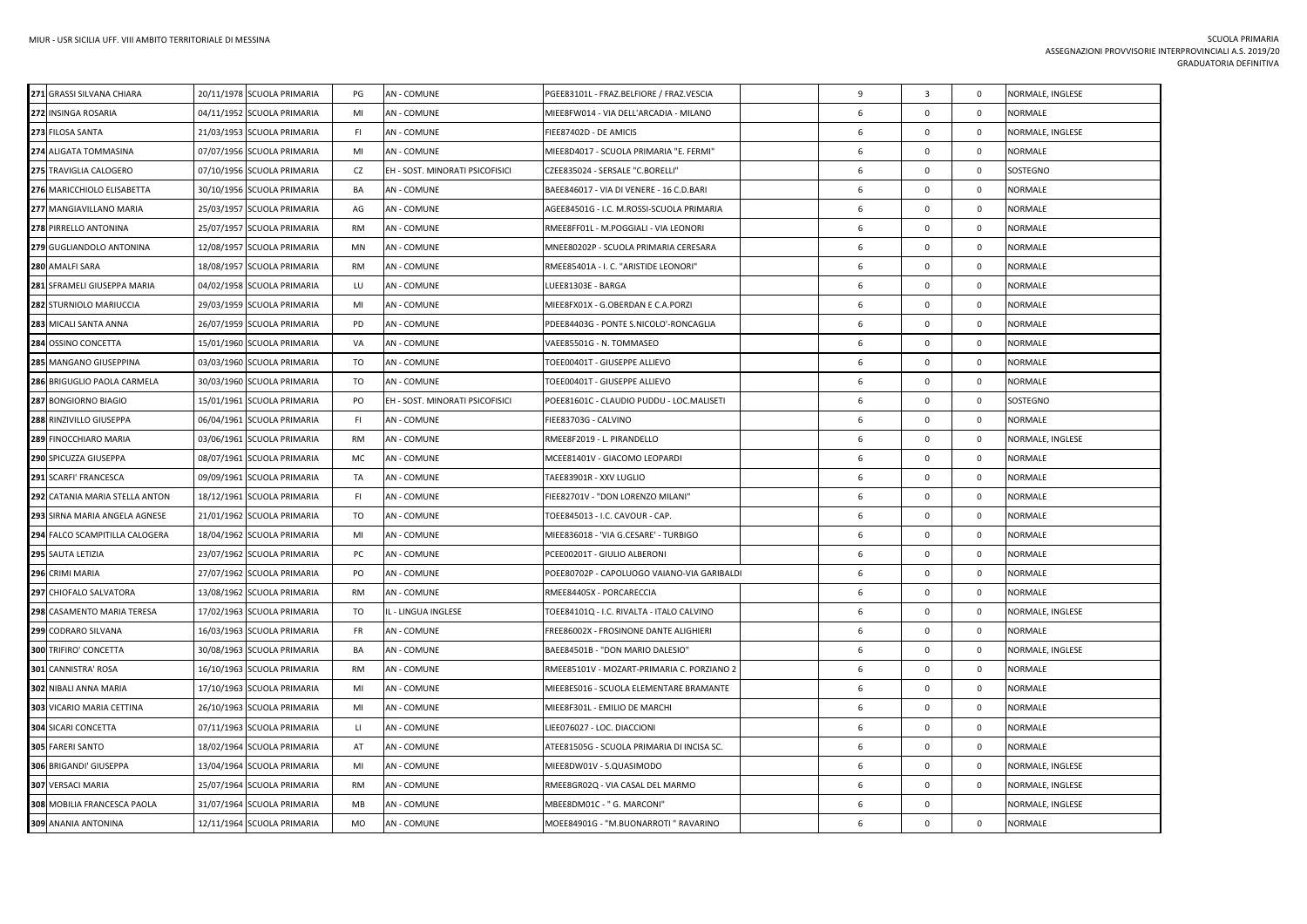| | | | | | | | | | | | |
|---|---|---|---|---|---|---|---|---|---|---|---|
| 271 | GRASSI SILVANA CHIARA | 20/11/1978 | SCUOLA PRIMARIA | PG | AN - COMUNE | PGEE83101L - FRAZ.BELFIORE / FRAZ.VESCIA | | 9 | 3 | 0 | NORMALE, INGLESE |
| 272 | INSINGA ROSARIA | 04/11/1952 | SCUOLA PRIMARIA | MI | AN - COMUNE | MIEE8FW014 - VIA DELL'ARCADIA - MILANO | | 6 | 0 | 0 | NORMALE |
| 273 | FILOSA SANTA | 21/03/1953 | SCUOLA PRIMARIA | FI | AN - COMUNE | FIEE87402D - DE AMICIS | | 6 | 0 | 0 | NORMALE, INGLESE |
| 274 | ALIGATA TOMMASINA | 07/07/1956 | SCUOLA PRIMARIA | MI | AN - COMUNE | MIEE8D4017 - SCUOLA PRIMARIA "E. FERMI" | | 6 | 0 | 0 | NORMALE |
| 275 | TRAVIGLIA CALOGERO | 07/10/1956 | SCUOLA PRIMARIA | CZ | EH - SOST. MINORATI PSICOFISICI | CZEE835024 - SERSALE "C.BORELLI" | | 6 | 0 | 0 | SOSTEGNO |
| 276 | MARICCHIOLO ELISABETTA | 30/10/1956 | SCUOLA PRIMARIA | BA | AN - COMUNE | BAEE846017 - VIA DI VENERE - 16 C.D.BARI | | 6 | 0 | 0 | NORMALE |
| 277 | MANGIAVILLANO MARIA | 25/03/1957 | SCUOLA PRIMARIA | AG | AN - COMUNE | AGEE84501G - I.C. M.ROSSI-SCUOLA PRIMARIA | | 6 | 0 | 0 | NORMALE |
| 278 | PIRRELLO ANTONINA | 25/07/1957 | SCUOLA PRIMARIA | RM | AN - COMUNE | RMEE8FF01L - M.POGGIALI - VIA LEONORI | | 6 | 0 | 0 | NORMALE |
| 279 | GUGLIANDOLO ANTONINA | 12/08/1957 | SCUOLA PRIMARIA | MN | AN - COMUNE | MNEE80202P - SCUOLA PRIMARIA CERESARA | | 6 | 0 | 0 | NORMALE |
| 280 | AMALFI SARA | 18/08/1957 | SCUOLA PRIMARIA | RM | AN - COMUNE | RMEE85401A - I. C. "ARISTIDE LEONORI" | | 6 | 0 | 0 | NORMALE |
| 281 | SFRAMELI GIUSEPPA MARIA | 04/02/1958 | SCUOLA PRIMARIA | LU | AN - COMUNE | LUEE81303E - BARGA | | 6 | 0 | 0 | NORMALE |
| 282 | STURNIOLO MARIUCCIA | 29/03/1959 | SCUOLA PRIMARIA | MI | AN - COMUNE | MIEE8FX01X - G.OBERDAN E C.A.PORZI | | 6 | 0 | 0 | NORMALE |
| 283 | MICALI SANTA ANNA | 26/07/1959 | SCUOLA PRIMARIA | PD | AN - COMUNE | PDEE84403G - PONTE S.NICOLO'-RONCAGLIA | | 6 | 0 | 0 | NORMALE |
| 284 | OSSINO CONCETTA | 15/01/1960 | SCUOLA PRIMARIA | VA | AN - COMUNE | VAEE85501G - N. TOMMASEO | | 6 | 0 | 0 | NORMALE |
| 285 | MANGANO GIUSEPPINA | 03/03/1960 | SCUOLA PRIMARIA | TO | AN - COMUNE | TOEE00401T - GIUSEPPE ALLIEVO | | 6 | 0 | 0 | NORMALE |
| 286 | BRIGUGLIO PAOLA CARMELA | 30/03/1960 | SCUOLA PRIMARIA | TO | AN - COMUNE | TOEE00401T - GIUSEPPE ALLIEVO | | 6 | 0 | 0 | NORMALE |
| 287 | BONGIORNO BIAGIO | 15/01/1961 | SCUOLA PRIMARIA | PO | EH - SOST. MINORATI PSICOFISICI | POEE81601C - CLAUDIO PUDDU - LOC.MALISETI | | 6 | 0 | 0 | SOSTEGNO |
| 288 | RINZIVILLO GIUSEPPA | 06/04/1961 | SCUOLA PRIMARIA | FI | AN - COMUNE | FIEE83703G - CALVINO | | 6 | 0 | 0 | NORMALE |
| 289 | FINOCCHIARO MARIA | 03/06/1961 | SCUOLA PRIMARIA | RM | AN - COMUNE | RMEE8F2019 - L. PIRANDELLO | | 6 | 0 | 0 | NORMALE, INGLESE |
| 290 | SPICUZZA GIUSEPPA | 08/07/1961 | SCUOLA PRIMARIA | MC | AN - COMUNE | MCEE81401V - GIACOMO LEOPARDI | | 6 | 0 | 0 | NORMALE |
| 291 | SCARFI' FRANCESCA | 09/09/1961 | SCUOLA PRIMARIA | TA | AN - COMUNE | TAEE83901R - XXV LUGLIO | | 6 | 0 | 0 | NORMALE |
| 292 | CATANIA MARIA STELLA ANTON | 18/12/1961 | SCUOLA PRIMARIA | FI | AN - COMUNE | FIEE82701V - "DON LORENZO MILANI" | | 6 | 0 | 0 | NORMALE |
| 293 | SIRNA MARIA ANGELA AGNESE | 21/01/1962 | SCUOLA PRIMARIA | TO | AN - COMUNE | TOEE845013 - I.C. CAVOUR - CAP. | | 6 | 0 | 0 | NORMALE |
| 294 | FALCO SCAMPITILLA CALOGERA | 18/04/1962 | SCUOLA PRIMARIA | MI | AN - COMUNE | MIEE836018 - 'VIA G.CESARE' - TURBIGO | | 6 | 0 | 0 | NORMALE |
| 295 | SAUTA LETIZIA | 23/07/1962 | SCUOLA PRIMARIA | PC | AN - COMUNE | PCEE00201T - GIULIO ALBERONI | | 6 | 0 | 0 | NORMALE |
| 296 | CRIMI MARIA | 27/07/1962 | SCUOLA PRIMARIA | PO | AN - COMUNE | POEE80702P - CAPOLUOGO VAIANO-VIA GARIBALDI | | 6 | 0 | 0 | NORMALE |
| 297 | CHIOFALO SALVATORA | 13/08/1962 | SCUOLA PRIMARIA | RM | AN - COMUNE | RMEE84405X - PORCARECCIA | | 6 | 0 | 0 | NORMALE |
| 298 | CASAMENTO MARIA TERESA | 17/02/1963 | SCUOLA PRIMARIA | TO | IL - LINGUA INGLESE | TOEE84101Q - I.C. RIVALTA - ITALO CALVINO | | 6 | 0 | 0 | NORMALE, INGLESE |
| 299 | CODRARO SILVANA | 16/03/1963 | SCUOLA PRIMARIA | FR | AN - COMUNE | FREE86002X - FROSINONE DANTE ALIGHIERI | | 6 | 0 | 0 | NORMALE |
| 300 | TRIFIRO' CONCETTA | 30/08/1963 | SCUOLA PRIMARIA | BA | AN - COMUNE | BAEE84501B - "DON MARIO DALESIO" | | 6 | 0 | 0 | NORMALE, INGLESE |
| 301 | CANNISTRA' ROSA | 16/10/1963 | SCUOLA PRIMARIA | RM | AN - COMUNE | RMEE85101V - MOZART-PRIMARIA C. PORZIANO 2 | | 6 | 0 | 0 | NORMALE |
| 302 | NIBALI ANNA MARIA | 17/10/1963 | SCUOLA PRIMARIA | MI | AN - COMUNE | MIEE8ES016 - SCUOLA ELEMENTARE BRAMANTE | | 6 | 0 | 0 | NORMALE |
| 303 | VICARIO MARIA CETTINA | 26/10/1963 | SCUOLA PRIMARIA | MI | AN - COMUNE | MIEE8F301L - EMILIO DE MARCHI | | 6 | 0 | 0 | NORMALE |
| 304 | SICARI CONCETTA | 07/11/1963 | SCUOLA PRIMARIA | LI | AN - COMUNE | LIEE076027 - LOC. DIACCIONI | | 6 | 0 | 0 | NORMALE |
| 305 | FARERI SANTO | 18/02/1964 | SCUOLA PRIMARIA | AT | AN - COMUNE | ATEE81505G - SCUOLA PRIMARIA DI INCISA SC. | | 6 | 0 | 0 | NORMALE |
| 306 | BRIGANDI' GIUSEPPA | 13/04/1964 | SCUOLA PRIMARIA | MI | AN - COMUNE | MIEE8DW01V - S.QUASIMODO | | 6 | 0 | 0 | NORMALE, INGLESE |
| 307 | VERSACI MARIA | 25/07/1964 | SCUOLA PRIMARIA | RM | AN - COMUNE | RMEE8GR02Q - VIA CASAL DEL MARMO | | 6 | 0 | 0 | NORMALE, INGLESE |
| 308 | MOBILIA FRANCESCA PAOLA | 31/07/1964 | SCUOLA PRIMARIA | MB | AN - COMUNE | MBEE8DM01C - " G. MARCONI" | | 6 | 0 | | NORMALE, INGLESE |
| 309 | ANANIA ANTONINA | 12/11/1964 | SCUOLA PRIMARIA | MO | AN - COMUNE | MOEE84901G - "M.BUONARROTI " RAVARINO | | 6 | 0 | 0 | NORMALE |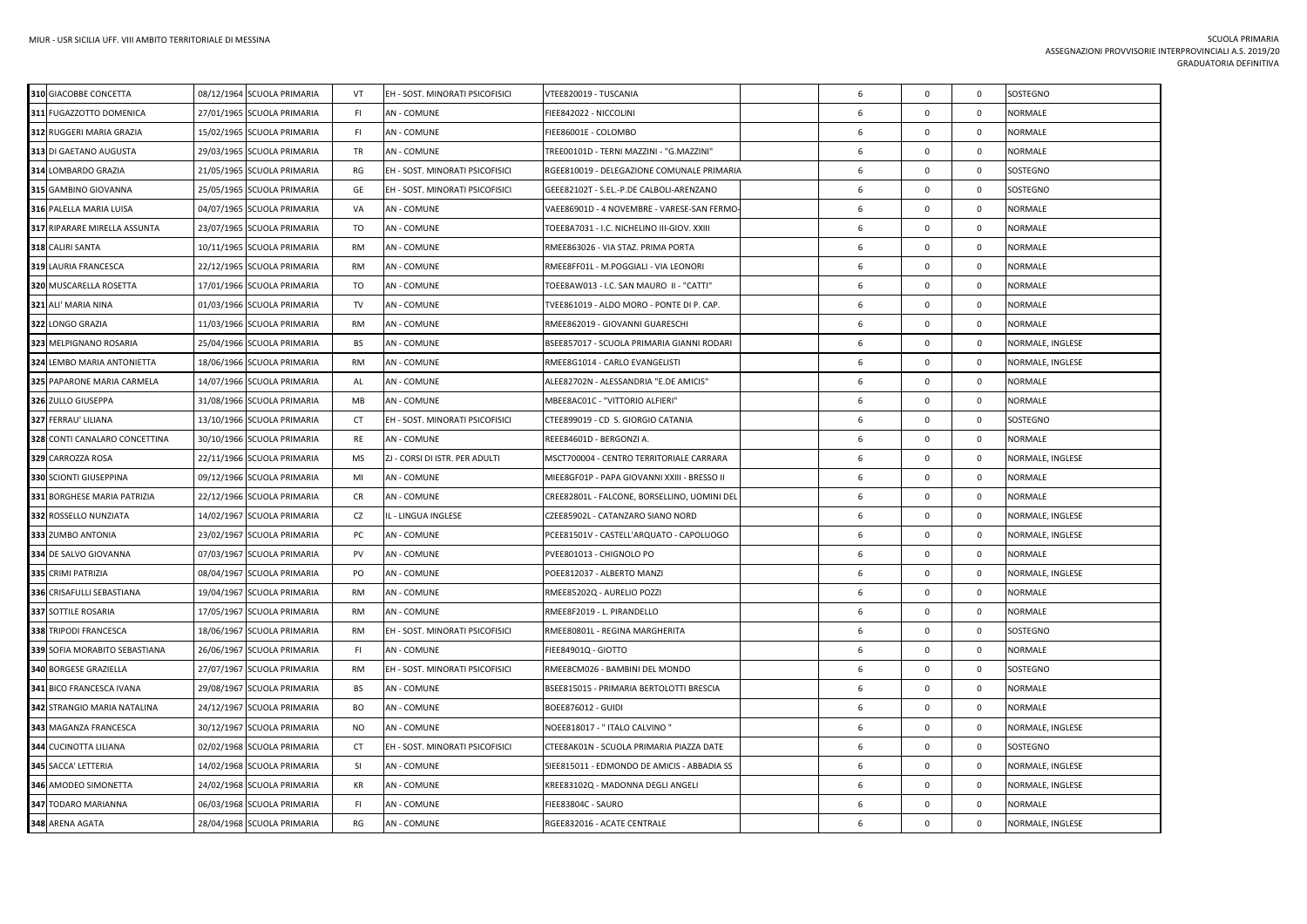| | | | | | | | | | | |
|---|---|---|---|---|---|---|---|---|---|---|
| 310 | GIACOBBE CONCETTA | 08/12/1964 | SCUOLA PRIMARIA | VT | EH - SOST. MINORATI PSICOFISICI | VTEE820019 - TUSCANIA | 6 | 0 | 0 | SOSTEGNO |
| 311 | FUGAZZOTTO DOMENICA | 27/01/1965 | SCUOLA PRIMARIA | FI | AN - COMUNE | FIEE842022 - NICCOLINI | 6 | 0 | 0 | NORMALE |
| 312 | RUGGERI MARIA GRAZIA | 15/02/1965 | SCUOLA PRIMARIA | FI | AN - COMUNE | FIEE86001E - COLOMBO | 6 | 0 | 0 | NORMALE |
| 313 | DI GAETANO AUGUSTA | 29/03/1965 | SCUOLA PRIMARIA | TR | AN - COMUNE | TREE00101D - TERNI MAZZINI - "G.MAZZINI" | 6 | 0 | 0 | NORMALE |
| 314 | LOMBARDO GRAZIA | 21/05/1965 | SCUOLA PRIMARIA | RG | EH - SOST. MINORATI PSICOFISICI | RGEE810019 - DELEGAZIONE COMUNALE PRIMARIA | 6 | 0 | 0 | SOSTEGNO |
| 315 | GAMBINO GIOVANNA | 25/05/1965 | SCUOLA PRIMARIA | GE | EH - SOST. MINORATI PSICOFISICI | GEEE82102T - S.EL.-P.DE CALBOLI-ARENZANO | 6 | 0 | 0 | SOSTEGNO |
| 316 | PALELLA MARIA LUISA | 04/07/1965 | SCUOLA PRIMARIA | VA | AN - COMUNE | VAEE86901D - 4 NOVEMBRE - VARESE-SAN FERMO- | 6 | 0 | 0 | NORMALE |
| 317 | RIPARARE MIRELLA ASSUNTA | 23/07/1965 | SCUOLA PRIMARIA | TO | AN - COMUNE | TOEE8A7031 - I.C. NICHELINO III-GIOV. XXIII | 6 | 0 | 0 | NORMALE |
| 318 | CALIRI SANTA | 10/11/1965 | SCUOLA PRIMARIA | RM | AN - COMUNE | RMEE863026 - VIA STAZ. PRIMA PORTA | 6 | 0 | 0 | NORMALE |
| 319 | LAURIA FRANCESCA | 22/12/1965 | SCUOLA PRIMARIA | RM | AN - COMUNE | RMEE8FF01L - M.POGGIALI - VIA LEONORI | 6 | 0 | 0 | NORMALE |
| 320 | MUSCARELLA ROSETTA | 17/01/1966 | SCUOLA PRIMARIA | TO | AN - COMUNE | TOEE8AW013 - I.C. SAN MAURO II - "CATTI" | 6 | 0 | 0 | NORMALE |
| 321 | ALI' MARIA NINA | 01/03/1966 | SCUOLA PRIMARIA | TV | AN - COMUNE | TVEE861019 - ALDO MORO - PONTE DI P. CAP. | 6 | 0 | 0 | NORMALE |
| 322 | LONGO GRAZIA | 11/03/1966 | SCUOLA PRIMARIA | RM | AN - COMUNE | RMEE862019 - GIOVANNI GUARESCHI | 6 | 0 | 0 | NORMALE |
| 323 | MELPIGNANO ROSARIA | 25/04/1966 | SCUOLA PRIMARIA | BS | AN - COMUNE | BSEE857017 - SCUOLA PRIMARIA GIANNI RODARI | 6 | 0 | 0 | NORMALE, INGLESE |
| 324 | LEMBO MARIA ANTONIETTA | 18/06/1966 | SCUOLA PRIMARIA | RM | AN - COMUNE | RMEE8G1014 - CARLO EVANGELISTI | 6 | 0 | 0 | NORMALE, INGLESE |
| 325 | PAPARONE MARIA CARMELA | 14/07/1966 | SCUOLA PRIMARIA | AL | AN - COMUNE | ALEE82702N - ALESSANDRIA "E.DE AMICIS" | 6 | 0 | 0 | NORMALE |
| 326 | ZULLO GIUSEPPA | 31/08/1966 | SCUOLA PRIMARIA | MB | AN - COMUNE | MBEE8AC01C - "VITTORIO ALFIERI" | 6 | 0 | 0 | NORMALE |
| 327 | FERRAU' LILIANA | 13/10/1966 | SCUOLA PRIMARIA | CT | EH - SOST. MINORATI PSICOFISICI | CTEE899019 - CD S. GIORGIO CATANIA | 6 | 0 | 0 | SOSTEGNO |
| 328 | CONTI CANALARO CONCETTINA | 30/10/1966 | SCUOLA PRIMARIA | RE | AN - COMUNE | REEE84601D - BERGONZI A. | 6 | 0 | 0 | NORMALE |
| 329 | CARROZZA ROSA | 22/11/1966 | SCUOLA PRIMARIA | MS | ZJ - CORSI DI ISTR. PER ADULTI | MSCT700004 - CENTRO TERRITORIALE CARRARA | 6 | 0 | 0 | NORMALE, INGLESE |
| 330 | SCIONTI GIUSEPPINA | 09/12/1966 | SCUOLA PRIMARIA | MI | AN - COMUNE | MIEE8GF01P - PAPA GIOVANNI XXIII - BRESSO II | 6 | 0 | 0 | NORMALE |
| 331 | BORGHESE MARIA PATRIZIA | 22/12/1966 | SCUOLA PRIMARIA | CR | AN - COMUNE | CREE82801L - FALCONE, BORSELLINO, UOMINI DEL | 6 | 0 | 0 | NORMALE |
| 332 | ROSSELLO NUNZIATA | 14/02/1967 | SCUOLA PRIMARIA | CZ | IL - LINGUA INGLESE | CZEE85902L - CATANZARO SIANO NORD | 6 | 0 | 0 | NORMALE, INGLESE |
| 333 | ZUMBO ANTONIA | 23/02/1967 | SCUOLA PRIMARIA | PC | AN - COMUNE | PCEE81501V - CASTELL'ARQUATO - CAPOLUOGO | 6 | 0 | 0 | NORMALE, INGLESE |
| 334 | DE SALVO GIOVANNA | 07/03/1967 | SCUOLA PRIMARIA | PV | AN - COMUNE | PVEE801013 - CHIGNOLO PO | 6 | 0 | 0 | NORMALE |
| 335 | CRIMI PATRIZIA | 08/04/1967 | SCUOLA PRIMARIA | PO | AN - COMUNE | POEE812037 - ALBERTO MANZI | 6 | 0 | 0 | NORMALE, INGLESE |
| 336 | CRISAFULLI SEBASTIANA | 19/04/1967 | SCUOLA PRIMARIA | RM | AN - COMUNE | RMEE85202Q - AURELIO POZZI | 6 | 0 | 0 | NORMALE |
| 337 | SOTTILE ROSARIA | 17/05/1967 | SCUOLA PRIMARIA | RM | AN - COMUNE | RMEE8F2019 - L. PIRANDELLO | 6 | 0 | 0 | NORMALE |
| 338 | TRIPODI FRANCESCA | 18/06/1967 | SCUOLA PRIMARIA | RM | EH - SOST. MINORATI PSICOFISICI | RMEE80801L - REGINA MARGHERITA | 6 | 0 | 0 | SOSTEGNO |
| 339 | SOFIA MORABITO SEBASTIANA | 26/06/1967 | SCUOLA PRIMARIA | FI | AN - COMUNE | FIEE84901Q - GIOTTO | 6 | 0 | 0 | NORMALE |
| 340 | BORGESE GRAZIELLA | 27/07/1967 | SCUOLA PRIMARIA | RM | EH - SOST. MINORATI PSICOFISICI | RMEE8CM026 - BAMBINI DEL MONDO | 6 | 0 | 0 | SOSTEGNO |
| 341 | BICO FRANCESCA IVANA | 29/08/1967 | SCUOLA PRIMARIA | BS | AN - COMUNE | BSEE815015 - PRIMARIA BERTOLOTTI BRESCIA | 6 | 0 | 0 | NORMALE |
| 342 | STRANGIO MARIA NATALINA | 24/12/1967 | SCUOLA PRIMARIA | BO | AN - COMUNE | BOEE876012 - GUIDI | 6 | 0 | 0 | NORMALE |
| 343 | MAGANZA FRANCESCA | 30/12/1967 | SCUOLA PRIMARIA | NO | AN - COMUNE | NOEE818017 - " ITALO CALVINO " | 6 | 0 | 0 | NORMALE, INGLESE |
| 344 | CUCINOTTA LILIANA | 02/02/1968 | SCUOLA PRIMARIA | CT | EH - SOST. MINORATI PSICOFISICI | CTEE8AK01N - SCUOLA PRIMARIA PIAZZA DATE | 6 | 0 | 0 | SOSTEGNO |
| 345 | SACCA' LETTERIA | 14/02/1968 | SCUOLA PRIMARIA | SI | AN - COMUNE | SIEE815011 - EDMONDO DE AMICIS - ABBADIA SS | 6 | 0 | 0 | NORMALE, INGLESE |
| 346 | AMODEO SIMONETTA | 24/02/1968 | SCUOLA PRIMARIA | KR | AN - COMUNE | KREE83102Q - MADONNA DEGLI ANGELI | 6 | 0 | 0 | NORMALE, INGLESE |
| 347 | TODARO MARIANNA | 06/03/1968 | SCUOLA PRIMARIA | FI | AN - COMUNE | FIEE83804C - SAURO | 6 | 0 | 0 | NORMALE |
| 348 | ARENA AGATA | 28/04/1968 | SCUOLA PRIMARIA | RG | AN - COMUNE | RGEE832016 - ACATE CENTRALE | 6 | 0 | 0 | NORMALE, INGLESE |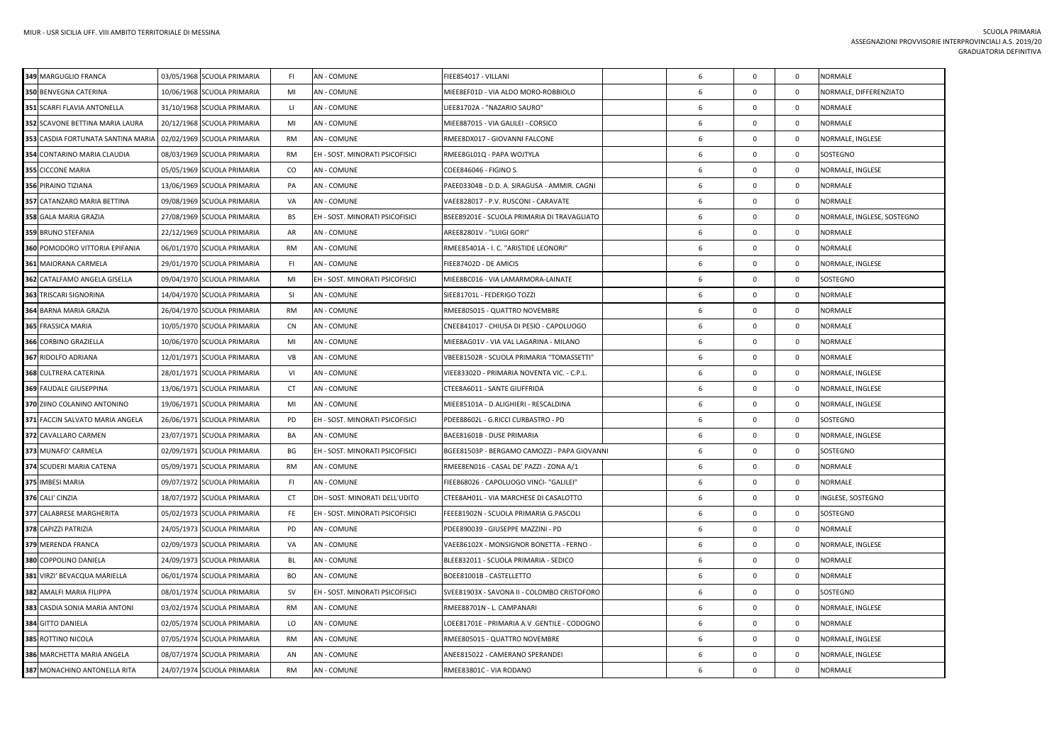| | | | | | | | | | | |
|---|---|---|---|---|---|---|---|---|---|---|
| 349 | MARGUGLIO FRANCA | 03/05/1968 | SCUOLA PRIMARIA | FI | AN - COMUNE | FIEE854017 - VILLANI | 6 | 0 | 0 | NORMALE |
| 350 | BENVEGNA CATERINA | 10/06/1968 | SCUOLA PRIMARIA | MI | AN - COMUNE | MIEE8EF01D - VIA ALDO MORO-ROBBIOLO | 6 | 0 | 0 | NORMALE, DIFFERENZIATO |
| 351 | SCARFI FLAVIA ANTONELLA | 31/10/1968 | SCUOLA PRIMARIA | LI | AN - COMUNE | LIEE81702A - "NAZARIO SAURO" | 6 | 0 | 0 | NORMALE |
| 352 | SCAVONE BETTINA MARIA LAURA | 20/12/1968 | SCUOLA PRIMARIA | MI | AN - COMUNE | MIEE887015 - VIA GALILEI - CORSICO | 6 | 0 | 0 | NORMALE |
| 353 | CASDIA FORTUNATA SANTINA MARIA | 02/02/1969 | SCUOLA PRIMARIA | RM | AN - COMUNE | RMEE8DX017 - GIOVANNI FALCONE | 6 | 0 | 0 | NORMALE, INGLESE |
| 354 | CONTARINO MARIA CLAUDIA | 08/03/1969 | SCUOLA PRIMARIA | RM | EH - SOST. MINORATI PSICOFISICI | RMEE8GL01Q - PAPA WOJTYLA | 6 | 0 | 0 | SOSTEGNO |
| 355 | CICCONE MARIA | 05/05/1969 | SCUOLA PRIMARIA | CO | AN - COMUNE | COEE846046 - FIGINO S. | 6 | 0 | 0 | NORMALE, INGLESE |
| 356 | PIRAINO TIZIANA | 13/06/1969 | SCUOLA PRIMARIA | PA | AN - COMUNE | PAEE03304B - D.D. A. SIRAGUSA - AMMIR. CAGNI | 6 | 0 | 0 | NORMALE |
| 357 | CATANZARO MARIA BETTINA | 09/08/1969 | SCUOLA PRIMARIA | VA | AN - COMUNE | VAEE828017 - P.V. RUSCONI - CARAVATE | 6 | 0 | 0 | NORMALE |
| 358 | GALA MARIA GRAZIA | 27/08/1969 | SCUOLA PRIMARIA | BS | EH - SOST. MINORATI PSICOFISICI | BSEE89201E - SCUOLA PRIMARIA DI TRAVAGLIATO | 6 | 0 | 0 | NORMALE, INGLESE, SOSTEGNO |
| 359 | BRUNO STEFANIA | 22/12/1969 | SCUOLA PRIMARIA | AR | AN - COMUNE | AREE82801V - "LUIGI GORI" | 6 | 0 | 0 | NORMALE |
| 360 | POMODORO VITTORIA EPIFANIA | 06/01/1970 | SCUOLA PRIMARIA | RM | AN - COMUNE | RMEE85401A - I. C. "ARISTIDE LEONORI" | 6 | 0 | 0 | NORMALE |
| 361 | MAIORANA CARMELA | 29/01/1970 | SCUOLA PRIMARIA | FI | AN - COMUNE | FIEE87402D - DE AMICIS | 6 | 0 | 0 | NORMALE, INGLESE |
| 362 | CATALFAMO ANGELA GISELLA | 09/04/1970 | SCUOLA PRIMARIA | MI | EH - SOST. MINORATI PSICOFISICI | MIEE8BC016 - VIA LAMARMORA-LAINATE | 6 | 0 | 0 | SOSTEGNO |
| 363 | TRISCARI SIGNORINA | 14/04/1970 | SCUOLA PRIMARIA | SI | AN - COMUNE | SIEE81701L - FEDERIGO TOZZI | 6 | 0 | 0 | NORMALE |
| 364 | BARNA MARIA GRAZIA | 26/04/1970 | SCUOLA PRIMARIA | RM | AN - COMUNE | RMEE805015 - QUATTRO NOVEMBRE | 6 | 0 | 0 | NORMALE |
| 365 | FRASSICA MARIA | 10/05/1970 | SCUOLA PRIMARIA | CN | AN - COMUNE | CNEE841017 - CHIUSA DI PESIO - CAPOLUOGO | 6 | 0 | 0 | NORMALE |
| 366 | CORBINO GRAZIELLA | 10/06/1970 | SCUOLA PRIMARIA | MI | AN - COMUNE | MIEE8AG01V - VIA VAL LAGARINA - MILANO | 6 | 0 | 0 | NORMALE |
| 367 | RIDOLFO ADRIANA | 12/01/1971 | SCUOLA PRIMARIA | VB | AN - COMUNE | VBEE81502R - SCUOLA PRIMARIA "TOMASSETTI" | 6 | 0 | 0 | NORMALE |
| 368 | CULTRERA CATERINA | 28/01/1971 | SCUOLA PRIMARIA | VI | AN - COMUNE | VIEE83302D - PRIMARIA NOVENTA VIC. - C.P.L. | 6 | 0 | 0 | NORMALE, INGLESE |
| 369 | FAUDALE GIUSEPPINA | 13/06/1971 | SCUOLA PRIMARIA | CT | AN - COMUNE | CTEE8A6011 - SANTE GIUFFRIDA | 6 | 0 | 0 | NORMALE, INGLESE |
| 370 | ZIINO COLANINO ANTONINO | 19/06/1971 | SCUOLA PRIMARIA | MI | AN - COMUNE | MIEE85101A - D.ALIGHIERI - RESCALDINA | 6 | 0 | 0 | NORMALE, INGLESE |
| 371 | FACCIN SALVATO MARIA ANGELA | 26/06/1971 | SCUOLA PRIMARIA | PD | EH - SOST. MINORATI PSICOFISICI | PDEE88602L - G.RICCI CURBASTRO - PD | 6 | 0 | 0 | SOSTEGNO |
| 372 | CAVALLARO CARMEN | 23/07/1971 | SCUOLA PRIMARIA | BA | AN - COMUNE | BAEE81601B - DUSE PRIMARIA | 6 | 0 | 0 | NORMALE, INGLESE |
| 373 | MUNAFO' CARMELA | 02/09/1971 | SCUOLA PRIMARIA | BG | EH - SOST. MINORATI PSICOFISICI | BGEE81503P - BERGAMO CAMOZZI - PAPA GIOVANNI | 6 | 0 | 0 | SOSTEGNO |
| 374 | SCUDERI MARIA CATENA | 05/09/1971 | SCUOLA PRIMARIA | RM | AN - COMUNE | RMEE8EN016 - CASAL DE' PAZZI - ZONA A/1 | 6 | 0 | 0 | NORMALE |
| 375 | IMBESI MARIA | 09/07/1972 | SCUOLA PRIMARIA | FI | AN - COMUNE | FIEE868026 - CAPOLUOGO VINCI- "GALILEI" | 6 | 0 | 0 | NORMALE |
| 376 | CALI' CINZIA | 18/07/1972 | SCUOLA PRIMARIA | CT | DH - SOST. MINORATI DELL'UDITO | CTEE8AH01L - VIA MARCHESE DI CASALOTTO | 6 | 0 | 0 | INGLESE, SOSTEGNO |
| 377 | CALABRESE MARGHERITA | 05/02/1973 | SCUOLA PRIMARIA | FE | EH - SOST. MINORATI PSICOFISICI | FEEE81902N - SCUOLA PRIMARIA G.PASCOLI | 6 | 0 | 0 | SOSTEGNO |
| 378 | CAPIZZI PATRIZIA | 24/05/1973 | SCUOLA PRIMARIA | PD | AN - COMUNE | PDEE890039 - GIUSEPPE MAZZINI - PD | 6 | 0 | 0 | NORMALE |
| 379 | MERENDA FRANCA | 02/09/1973 | SCUOLA PRIMARIA | VA | AN - COMUNE | VAEE86102X - MONSIGNOR BONETTA - FERNO - | 6 | 0 | 0 | NORMALE, INGLESE |
| 380 | COPPOLINO DANIELA | 24/09/1973 | SCUOLA PRIMARIA | BL | AN - COMUNE | BLEE832011 - SCUOLA PRIMARIA - SEDICO | 6 | 0 | 0 | NORMALE |
| 381 | VIRZI' BEVACQUA MARIELLA | 06/01/1974 | SCUOLA PRIMARIA | BO | AN - COMUNE | BOEE81001B - CASTELLETTO | 6 | 0 | 0 | NORMALE |
| 382 | AMALFI MARIA FILIPPA | 08/01/1974 | SCUOLA PRIMARIA | SV | EH - SOST. MINORATI PSICOFISICI | SVEE81903X - SAVONA II - COLOMBO CRISTOFORO | 6 | 0 | 0 | SOSTEGNO |
| 383 | CASDIA SONIA MARIA ANTONI | 03/02/1974 | SCUOLA PRIMARIA | RM | AN - COMUNE | RMEE88701N - L. CAMPANARI | 6 | 0 | 0 | NORMALE, INGLESE |
| 384 | GITTO DANIELA | 02/05/1974 | SCUOLA PRIMARIA | LO | AN - COMUNE | LOEE81701E - PRIMARIA A.V .GENTILE - CODOGNO | 6 | 0 | 0 | NORMALE |
| 385 | ROTTINO NICOLA | 07/05/1974 | SCUOLA PRIMARIA | RM | AN - COMUNE | RMEE805015 - QUATTRO NOVEMBRE | 6 | 0 | 0 | NORMALE, INGLESE |
| 386 | MARCHETTA MARIA ANGELA | 08/07/1974 | SCUOLA PRIMARIA | AN | AN - COMUNE | ANEE815022 - CAMERANO SPERANDEI | 6 | 0 | 0 | NORMALE, INGLESE |
| 387 | MONACHINO ANTONELLA RITA | 24/07/1974 | SCUOLA PRIMARIA | RM | AN - COMUNE | RMEE83801C - VIA RODANO | 6 | 0 | 0 | NORMALE |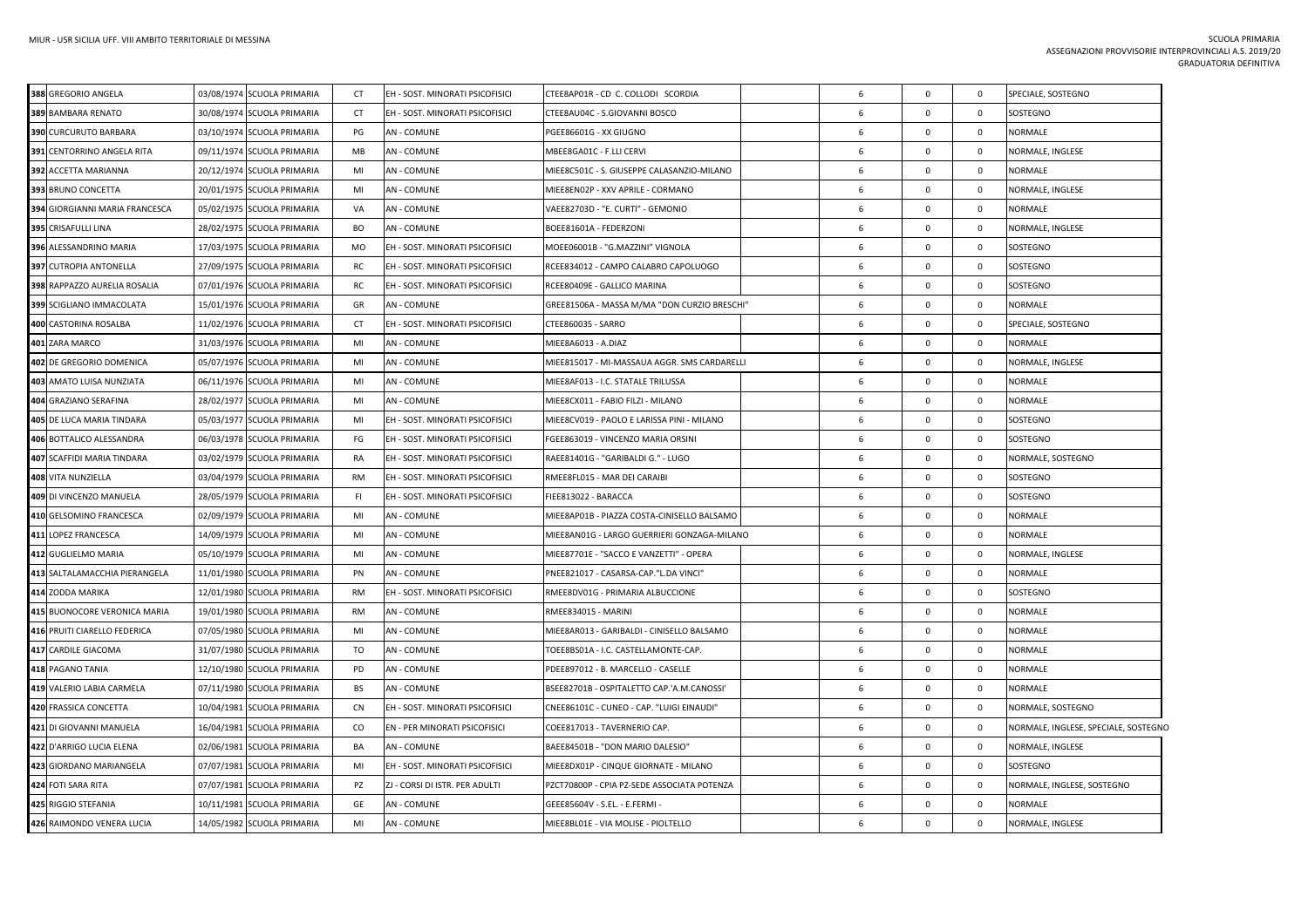| | | | | | | | | | | |
|---|---|---|---|---|---|---|---|---|---|---|
| 388 | GREGORIO ANGELA | 03/08/1974 | SCUOLA PRIMARIA | CT | EH - SOST. MINORATI PSICOFISICI | CTEE8AP01R - CD C. COLLODI SCORDIA | | 6 | 0 | 0 | SPECIALE, SOSTEGNO |
| 389 | BAMBARA RENATO | 30/08/1974 | SCUOLA PRIMARIA | CT | EH - SOST. MINORATI PSICOFISICI | CTEE8AU04C - S.GIOVANNI BOSCO | | 6 | 0 | 0 | SOSTEGNO |
| 390 | CURCURUTO BARBARA | 03/10/1974 | SCUOLA PRIMARIA | PG | AN - COMUNE | PGEE86601G - XX GIUGNO | | 6 | 0 | 0 | NORMALE |
| 391 | CENTORRINO ANGELA RITA | 09/11/1974 | SCUOLA PRIMARIA | MB | AN - COMUNE | MBEE8GA01C - F.LLI CERVI | | 6 | 0 | 0 | NORMALE, INGLESE |
| 392 | ACCETTA MARIANNA | 20/12/1974 | SCUOLA PRIMARIA | MI | AN - COMUNE | MIEE8C501C - S. GIUSEPPE CALASANZIO-MILANO | | 6 | 0 | 0 | NORMALE |
| 393 | BRUNO CONCETTA | 20/01/1975 | SCUOLA PRIMARIA | MI | AN - COMUNE | MIEE8EN02P - XXV APRILE - CORMANO | | 6 | 0 | 0 | NORMALE, INGLESE |
| 394 | GIORGIANNI MARIA FRANCESCA | 05/02/1975 | SCUOLA PRIMARIA | VA | AN - COMUNE | VAEE82703D - "E. CURTI" - GEMONIO | | 6 | 0 | 0 | NORMALE |
| 395 | CRISAFULLI LINA | 28/02/1975 | SCUOLA PRIMARIA | BO | AN - COMUNE | BOEE81601A - FEDERZONI | | 6 | 0 | 0 | NORMALE, INGLESE |
| 396 | ALESSANDRINO MARIA | 17/03/1975 | SCUOLA PRIMARIA | MO | EH - SOST. MINORATI PSICOFISICI | MOEE06001B - "G.MAZZINI" VIGNOLA | | 6 | 0 | 0 | SOSTEGNO |
| 397 | CUTROPIA ANTONELLA | 27/09/1975 | SCUOLA PRIMARIA | RC | EH - SOST. MINORATI PSICOFISICI | RCEE834012 - CAMPO CALABRO CAPOLUOGO | | 6 | 0 | 0 | SOSTEGNO |
| 398 | RAPPAZZO AURELIA ROSALIA | 07/01/1976 | SCUOLA PRIMARIA | RC | EH - SOST. MINORATI PSICOFISICI | RCEE80409E - GALLICO MARINA | | 6 | 0 | 0 | SOSTEGNO |
| 399 | SCIGLIANO IMMACOLATA | 15/01/1976 | SCUOLA PRIMARIA | GR | AN - COMUNE | GREE81506A - MASSA M/MA "DON CURZIO BRESCHI" | | 6 | 0 | 0 | NORMALE |
| 400 | CASTORINA ROSALBA | 11/02/1976 | SCUOLA PRIMARIA | CT | EH - SOST. MINORATI PSICOFISICI | CTEE860035 - SARRO | | 6 | 0 | 0 | SPECIALE, SOSTEGNO |
| 401 | ZARA MARCO | 31/03/1976 | SCUOLA PRIMARIA | MI | AN - COMUNE | MIEE8A6013 - A.DIAZ | | 6 | 0 | 0 | NORMALE |
| 402 | DE GREGORIO DOMENICA | 05/07/1976 | SCUOLA PRIMARIA | MI | AN - COMUNE | MIEE815017 - MI-MASSAUA AGGR. SMS CARDARELLI | | 6 | 0 | 0 | NORMALE, INGLESE |
| 403 | AMATO LUISA NUNZIATA | 06/11/1976 | SCUOLA PRIMARIA | MI | AN - COMUNE | MIEE8AF013 - I.C. STATALE TRILUSSA | | 6 | 0 | 0 | NORMALE |
| 404 | GRAZIANO SERAFINA | 28/02/1977 | SCUOLA PRIMARIA | MI | AN - COMUNE | MIEE8CX011 - FABIO FILZI - MILANO | | 6 | 0 | 0 | NORMALE |
| 405 | DE LUCA MARIA TINDARA | 05/03/1977 | SCUOLA PRIMARIA | MI | EH - SOST. MINORATI PSICOFISICI | MIEE8CV019 - PAOLO E LARISSA PINI - MILANO | | 6 | 0 | 0 | SOSTEGNO |
| 406 | BOTTALICO ALESSANDRA | 06/03/1978 | SCUOLA PRIMARIA | FG | EH - SOST. MINORATI PSICOFISICI | FGEE863019 - VINCENZO MARIA ORSINI | | 6 | 0 | 0 | SOSTEGNO |
| 407 | SCAFFIDI MARIA TINDARA | 03/02/1979 | SCUOLA PRIMARIA | RA | EH - SOST. MINORATI PSICOFISICI | RAEE81401G - "GARIBALDI G." - LUGO | | 6 | 0 | 0 | NORMALE, SOSTEGNO |
| 408 | VITA NUNZIELLA | 03/04/1979 | SCUOLA PRIMARIA | RM | EH - SOST. MINORATI PSICOFISICI | RMEE8FL015 - MAR DEI CARAIBI | | 6 | 0 | 0 | SOSTEGNO |
| 409 | DI VINCENZO MANUELA | 28/05/1979 | SCUOLA PRIMARIA | FI | EH - SOST. MINORATI PSICOFISICI | FIEE813022 - BARACCA | | 6 | 0 | 0 | SOSTEGNO |
| 410 | GELSOMINO FRANCESCA | 02/09/1979 | SCUOLA PRIMARIA | MI | AN - COMUNE | MIEE8AP01B - PIAZZA COSTA-CINISELLO BALSAMO | | 6 | 0 | 0 | NORMALE |
| 411 | LOPEZ FRANCESCA | 14/09/1979 | SCUOLA PRIMARIA | MI | AN - COMUNE | MIEE8AN01G - LARGO GUERRIERI GONZAGA-MILANO | | 6 | 0 | 0 | NORMALE |
| 412 | GUGLIELMO MARIA | 05/10/1979 | SCUOLA PRIMARIA | MI | AN - COMUNE | MIEE87701E - "SACCO E VANZETTI" - OPERA | | 6 | 0 | 0 | NORMALE, INGLESE |
| 413 | SALTALAMACCHIA PIERANGELA | 11/01/1980 | SCUOLA PRIMARIA | PN | AN - COMUNE | PNEE821017 - CASARSA-CAP."L.DA VINCI" | | 6 | 0 | 0 | NORMALE |
| 414 | ZODDA MARIKA | 12/01/1980 | SCUOLA PRIMARIA | RM | EH - SOST. MINORATI PSICOFISICI | RMEE8DV01G - PRIMARIA ALBUCCIONE | | 6 | 0 | 0 | SOSTEGNO |
| 415 | BUONOCORE VERONICA MARIA | 19/01/1980 | SCUOLA PRIMARIA | RM | AN - COMUNE | RMEE834015 - MARINI | | 6 | 0 | 0 | NORMALE |
| 416 | PRUITI CIARELLO FEDERICA | 07/05/1980 | SCUOLA PRIMARIA | MI | AN - COMUNE | MIEE8AR013 - GARIBALDI - CINISELLO BALSAMO | | 6 | 0 | 0 | NORMALE |
| 417 | CARDILE GIACOMA | 31/07/1980 | SCUOLA PRIMARIA | TO | AN - COMUNE | TOEE8BS01A - I.C. CASTELLAMONTE-CAP. | | 6 | 0 | 0 | NORMALE |
| 418 | PAGANO TANIA | 12/10/1980 | SCUOLA PRIMARIA | PD | AN - COMUNE | PDEE897012 - B. MARCELLO - CASELLE | | 6 | 0 | 0 | NORMALE |
| 419 | VALERIO LABIA CARMELA | 07/11/1980 | SCUOLA PRIMARIA | BS | AN - COMUNE | BSEE82701B - OSPITALETTO CAP.'A.M.CANOSSI' | | 6 | 0 | 0 | NORMALE |
| 420 | FRASSICA CONCETTA | 10/04/1981 | SCUOLA PRIMARIA | CN | EH - SOST. MINORATI PSICOFISICI | CNEE86101C - CUNEO - CAP. "LUIGI EINAUDI" | | 6 | 0 | 0 | NORMALE, SOSTEGNO |
| 421 | DI GIOVANNI MANUELA | 16/04/1981 | SCUOLA PRIMARIA | CO | EN - PER MINORATI PSICOFISICI | COEE817013 - TAVERNERIO CAP. | | 6 | 0 | 0 | NORMALE, INGLESE, SPECIALE, SOSTEGNO |
| 422 | D'ARRIGO LUCIA ELENA | 02/06/1981 | SCUOLA PRIMARIA | BA | AN - COMUNE | BAEE84501B - "DON MARIO DALESIO" | | 6 | 0 | 0 | NORMALE, INGLESE |
| 423 | GIORDANO MARIANGELA | 07/07/1981 | SCUOLA PRIMARIA | MI | EH - SOST. MINORATI PSICOFISICI | MIEE8DX01P - CINQUE GIORNATE - MILANO | | 6 | 0 | 0 | SOSTEGNO |
| 424 | FOTI SARA RITA | 07/07/1981 | SCUOLA PRIMARIA | PZ | ZJ - CORSI DI ISTR. PER ADULTI | PZCT70800P - CPIA PZ-SEDE ASSOCIATA POTENZA | | 6 | 0 | 0 | NORMALE, INGLESE, SOSTEGNO |
| 425 | RIGGIO STEFANIA | 10/11/1981 | SCUOLA PRIMARIA | GE | AN - COMUNE | GEEE85604V - S.EL. - E.FERMI - | | 6 | 0 | 0 | NORMALE |
| 426 | RAIMONDO VENERA LUCIA | 14/05/1982 | SCUOLA PRIMARIA | MI | AN - COMUNE | MIEE8BL01E - VIA MOLISE - PIOLTELLO | | 6 | 0 | 0 | NORMALE, INGLESE |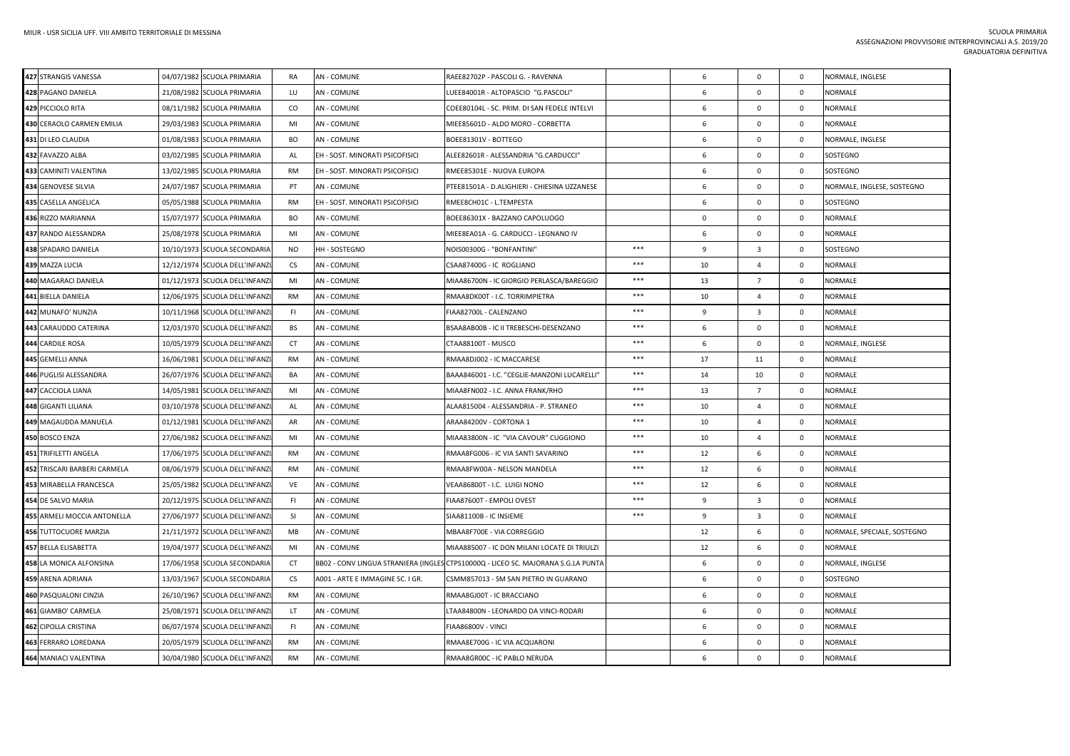| | | | | | | | | | | | |
|---|---|---|---|---|---|---|---|---|---|---|---|
| 427 | STRANGIS VANESSA | 04/07/1982 | SCUOLA PRIMARIA | RA | AN - COMUNE | RAEE82702P - PASCOLI G. - RAVENNA | | 6 | 0 | 0 | NORMALE, INGLESE |
| 428 | PAGANO DANIELA | 21/08/1982 | SCUOLA PRIMARIA | LU | AN - COMUNE | LUEE84001R - ALTOPASCIO "G.PASCOLI" | | 6 | 0 | 0 | NORMALE |
| 429 | PICCIOLO RITA | 08/11/1982 | SCUOLA PRIMARIA | CO | AN - COMUNE | COEE80104L - SC. PRIM. DI SAN FEDELE INTELVI | | 6 | 0 | 0 | NORMALE |
| 430 | CERAOLO CARMEN EMILIA | 29/03/1983 | SCUOLA PRIMARIA | MI | AN - COMUNE | MIEE85601D - ALDO MORO - CORBETTA | | 6 | 0 | 0 | NORMALE |
| 431 | DI LEO CLAUDIA | 01/08/1983 | SCUOLA PRIMARIA | BO | AN - COMUNE | BOEE81301V - BOTTEGO | | 6 | 0 | 0 | NORMALE, INGLESE |
| 432 | FAVAZZO ALBA | 03/02/1985 | SCUOLA PRIMARIA | AL | EH - SOST. MINORATI PSICOFISICI | ALEE82601R - ALESSANDRIA "G.CARDUCCI" | | 6 | 0 | 0 | SOSTEGNO |
| 433 | CAMINITI VALENTINA | 13/02/1985 | SCUOLA PRIMARIA | RM | EH - SOST. MINORATI PSICOFISICI | RMEE85301E - NUOVA EUROPA | | 6 | 0 | 0 | SOSTEGNO |
| 434 | GENOVESE SILVIA | 24/07/1987 | SCUOLA PRIMARIA | PT | AN - COMUNE | PTEE81501A - D.ALIGHIERI - CHIESINA UZZANESE | | 6 | 0 | 0 | NORMALE, INGLESE, SOSTEGNO |
| 435 | CASELLA ANGELICA | 05/05/1988 | SCUOLA PRIMARIA | RM | EH - SOST. MINORATI PSICOFISICI | RMEE8CH01C - L.TEMPESTA | | 6 | 0 | 0 | SOSTEGNO |
| 436 | RIZZO MARIANNA | 15/07/1977 | SCUOLA PRIMARIA | BO | AN - COMUNE | BOEE86301X - BAZZANO CAPOLUOGO | | 0 | 0 | 0 | NORMALE |
| 437 | RANDO ALESSANDRA | 25/08/1978 | SCUOLA PRIMARIA | MI | AN - COMUNE | MIEE8EA01A - G. CARDUCCI - LEGNANO IV | | 6 | 0 | 0 | NORMALE |
| 438 | SPADARO DANIELA | 10/10/1973 | SCUOLA SECONDARIA | NO | HH - SOSTEGNO | NOIS00300G - "BONFANTINI" | *** | 9 | 3 | 0 | SOSTEGNO |
| 439 | MAZZA LUCIA | 12/12/1974 | SCUOLA DELL'INFANZI | CS | AN - COMUNE | CSAA87400G - IC ROGLIANO | *** | 10 | 4 | 0 | NORMALE |
| 440 | MAGARACI DANIELA | 01/12/1973 | SCUOLA DELL'INFANZI | MI | AN - COMUNE | MIAA86700N - IC GIORGIO PERLASCA/BAREGGIO | *** | 13 | 7 | 0 | NORMALE |
| 441 | BIELLA DANIELA | 12/06/1975 | SCUOLA DELL'INFANZI | RM | AN - COMUNE | RMAA8DK00T - I.C. TORRIMPIETRA | *** | 10 | 4 | 0 | NORMALE |
| 442 | MUNAFO' NUNZIA | 10/11/1968 | SCUOLA DELL'INFANZI | FI | AN - COMUNE | FIAA82700L - CALENZANO | *** | 9 | 3 | 0 | NORMALE |
| 443 | CARAUDDO CATERINA | 12/03/1970 | SCUOLA DELL'INFANZI | BS | AN - COMUNE | BSAA8AB00B - IC II TREBESCHI-DESENZANO | *** | 6 | 0 | 0 | NORMALE |
| 444 | CARDILE ROSA | 10/05/1979 | SCUOLA DELL'INFANZI | CT | AN - COMUNE | CTAA88100T - MUSCO | *** | 6 | 0 | 0 | NORMALE, INGLESE |
| 445 | GEMELLI ANNA | 16/06/1981 | SCUOLA DELL'INFANZI | RM | AN - COMUNE | RMAA8DJ002 - IC MACCARESE | *** | 17 | 11 | 0 | NORMALE |
| 446 | PUGLISI ALESSANDRA | 26/07/1976 | SCUOLA DELL'INFANZI | BA | AN - COMUNE | BAAA846001 - I.C. "CEGLIE-MANZONI LUCARELLI" | *** | 14 | 10 | 0 | NORMALE |
| 447 | CACCIOLA LIANA | 14/05/1981 | SCUOLA DELL'INFANZI | MI | AN - COMUNE | MIAA8FN002 - I.C. ANNA FRANK/RHO | *** | 13 | 7 | 0 | NORMALE |
| 448 | GIGANTI LILIANA | 03/10/1978 | SCUOLA DELL'INFANZI | AL | AN - COMUNE | ALAA815004 - ALESSANDRIA - P. STRANEO | *** | 10 | 4 | 0 | NORMALE |
| 449 | MAGAUDDA MANUELA | 01/12/1981 | SCUOLA DELL'INFANZI | AR | AN - COMUNE | ARAA84200V - CORTONA 1 | *** | 10 | 4 | 0 | NORMALE |
| 450 | BOSCO ENZA | 27/06/1982 | SCUOLA DELL'INFANZI | MI | AN - COMUNE | MIAA83800N - IC "VIA CAVOUR" CUGGIONO | *** | 10 | 4 | 0 | NORMALE |
| 451 | TRIFILETTI ANGELA | 17/06/1975 | SCUOLA DELL'INFANZI | RM | AN - COMUNE | RMAA8FG006 - IC VIA SANTI SAVARINO | *** | 12 | 6 | 0 | NORMALE |
| 452 | TRISCARI BARBERI CARMELA | 08/06/1979 | SCUOLA DELL'INFANZI | RM | AN - COMUNE | RMAA8FW00A - NELSON MANDELA | *** | 12 | 6 | 0 | NORMALE |
| 453 | MIRABELLA FRANCESCA | 25/05/1982 | SCUOLA DELL'INFANZI | VE | AN - COMUNE | VEAA86800T - I.C. LUIGI NONO | *** | 12 | 6 | 0 | NORMALE |
| 454 | DE SALVO MARIA | 20/12/1975 | SCUOLA DELL'INFANZI | FI | AN - COMUNE | FIAA87600T - EMPOLI OVEST | *** | 9 | 3 | 0 | NORMALE |
| 455 | ARMELI MOCCIA ANTONELLA | 27/06/1977 | SCUOLA DELL'INFANZI | SI | AN - COMUNE | SIAA81100B - IC INSIEME | *** | 9 | 3 | 0 | NORMALE |
| 456 | TUTTOCUORE MARZIA | 21/11/1972 | SCUOLA DELL'INFANZI | MB | AN - COMUNE | MBAA8F700E - VIA CORREGGIO | | 12 | 6 | 0 | NORMALE, SPECIALE, SOSTEGNO |
| 457 | BELLA ELISABETTA | 19/04/1977 | SCUOLA DELL'INFANZI | MI | AN - COMUNE | MIAA885007 - IC DON MILANI LOCATE DI TRIULZI | | 12 | 6 | 0 | NORMALE |
| 458 | LA MONICA ALFONSINA | 17/06/1958 | SCUOLA SECONDARIA | CT | BB02 - CONV LINGUA STRANIERA (INGLES | CTPS10000Q - LICEO SC. MAJORANA S.G.LA PUNTA | | 6 | 0 | 0 | NORMALE, INGLESE |
| 459 | ARENA ADRIANA | 13/03/1967 | SCUOLA SECONDARIA | CS | A001 - ARTE E IMMAGINE SC. I GR. | CSMM857013 - SM SAN PIETRO IN GUARANO | | 6 | 0 | 0 | SOSTEGNO |
| 460 | PASQUALONI CINZIA | 26/10/1967 | SCUOLA DELL'INFANZI | RM | AN - COMUNE | RMAA8GJ00T - IC BRACCIANO | | 6 | 0 | 0 | NORMALE |
| 461 | GIAMBO' CARMELA | 25/08/1971 | SCUOLA DELL'INFANZI | LT | AN - COMUNE | LTAA84800N - LEONARDO DA VINCI-RODARI | | 6 | 0 | 0 | NORMALE |
| 462 | CIPOLLA CRISTINA | 06/07/1974 | SCUOLA DELL'INFANZI | FI | AN - COMUNE | FIAA86800V - VINCI | | 6 | 0 | 0 | NORMALE |
| 463 | FERRARO LOREDANA | 20/05/1979 | SCUOLA DELL'INFANZI | RM | AN - COMUNE | RMAA8E700G - IC VIA ACQUARONI | | 6 | 0 | 0 | NORMALE |
| 464 | MANIACI VALENTINA | 30/04/1980 | SCUOLA DELL'INFANZI | RM | AN - COMUNE | RMAA8GR00C - IC PABLO NERUDA | | 6 | 0 | 0 | NORMALE |